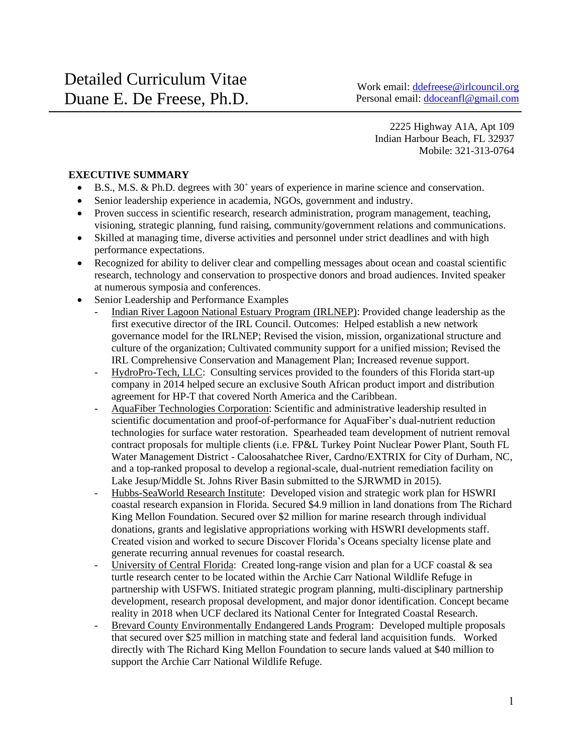# Detailed Curriculum Vitae
# Duane E. De Freese, Ph.D.

Work email: ddefreese@irlcouncil.org
Personal email: ddoceanfl@gmail.com

2225 Highway A1A, Apt 109
Indian Harbour Beach, FL 32937
Mobile: 321-313-0764

## EXECUTIVE SUMMARY

- B.S., M.S. & Ph.D. degrees with 30+ years of experience in marine science and conservation.
- Senior leadership experience in academia, NGOs, government and industry.
- Proven success in scientific research, research administration, program management, teaching, visioning, strategic planning, fund raising, community/government relations and communications.
- Skilled at managing time, diverse activities and personnel under strict deadlines and with high performance expectations.
- Recognized for ability to deliver clear and compelling messages about ocean and coastal scientific research, technology and conservation to prospective donors and broad audiences. Invited speaker at numerous symposia and conferences.
- Senior Leadership and Performance Examples
  - Indian River Lagoon National Estuary Program (IRLNEP): Provided change leadership as the first executive director of the IRL Council. Outcomes: Helped establish a new network governance model for the IRLNEP; Revised the vision, mission, organizational structure and culture of the organization; Cultivated community support for a unified mission; Revised the IRL Comprehensive Conservation and Management Plan; Increased revenue support.
  - HydroPro-Tech, LLC: Consulting services provided to the founders of this Florida start-up company in 2014 helped secure an exclusive South African product import and distribution agreement for HP-T that covered North America and the Caribbean.
  - AquaFiber Technologies Corporation: Scientific and administrative leadership resulted in scientific documentation and proof-of-performance for AquaFiber's dual-nutrient reduction technologies for surface water restoration. Spearheaded team development of nutrient removal contract proposals for multiple clients (i.e. FP&L Turkey Point Nuclear Power Plant, South FL Water Management District - Caloosahatchee River, Cardno/EXTRIX for City of Durham, NC, and a top-ranked proposal to develop a regional-scale, dual-nutrient remediation facility on Lake Jesup/Middle St. Johns River Basin submitted to the SJRWMD in 2015).
  - Hubbs-SeaWorld Research Institute: Developed vision and strategic work plan for HSWRI coastal research expansion in Florida. Secured $4.9 million in land donations from The Richard King Mellon Foundation. Secured over $2 million for marine research through individual donations, grants and legislative appropriations working with HSWRI developments staff. Created vision and worked to secure Discover Florida's Oceans specialty license plate and generate recurring annual revenues for coastal research.
  - University of Central Florida: Created long-range vision and plan for a UCF coastal & sea turtle research center to be located within the Archie Carr National Wildlife Refuge in partnership with USFWS. Initiated strategic program planning, multi-disciplinary partnership development, research proposal development, and major donor identification. Concept became reality in 2018 when UCF declared its National Center for Integrated Coastal Research.
  - Brevard County Environmentally Endangered Lands Program: Developed multiple proposals that secured over $25 million in matching state and federal land acquisition funds. Worked directly with The Richard King Mellon Foundation to secure lands valued at $40 million to support the Archie Carr National Wildlife Refuge.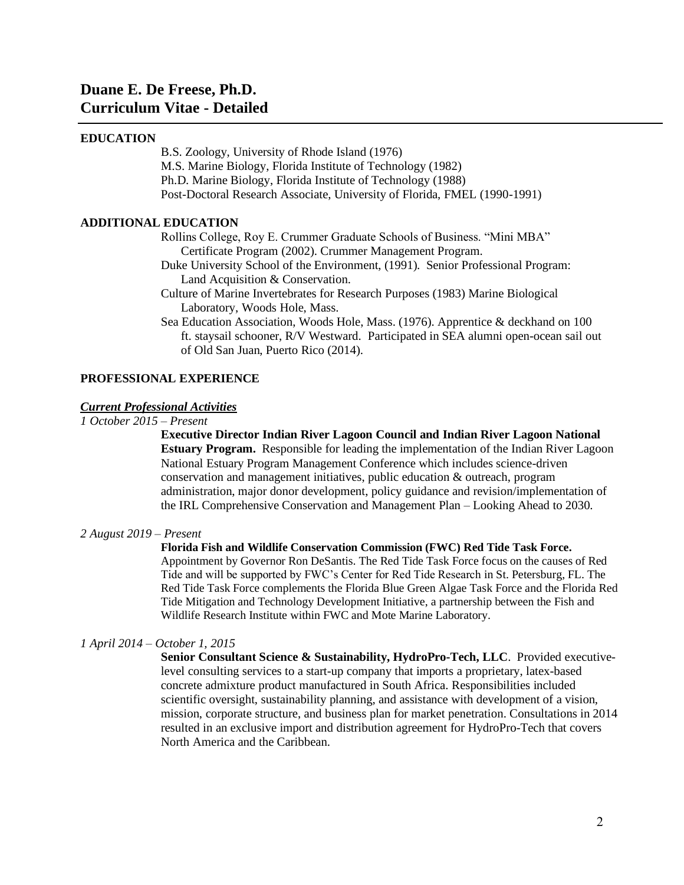# Duane E. De Freese, Ph.D.
# Curriculum Vitae - Detailed

## EDUCATION

B.S. Zoology, University of Rhode Island (1976)
M.S. Marine Biology, Florida Institute of Technology (1982)
Ph.D. Marine Biology, Florida Institute of Technology (1988)
Post-Doctoral Research Associate, University of Florida, FMEL (1990-1991)

## ADDITIONAL EDUCATION

Rollins College, Roy E. Crummer Graduate Schools of Business. "Mini MBA" Certificate Program (2002). Crummer Management Program.

Duke University School of the Environment, (1991). Senior Professional Program: Land Acquisition & Conservation.

Culture of Marine Invertebrates for Research Purposes (1983) Marine Biological Laboratory, Woods Hole, Mass.

Sea Education Association, Woods Hole, Mass. (1976). Apprentice & deckhand on 100 ft. staysail schooner, R/V Westward. Participated in SEA alumni open-ocean sail out of Old San Juan, Puerto Rico (2014).

## PROFESSIONAL EXPERIENCE

### ***Current Professional Activities***

*1 October 2015 – Present*

**Executive Director Indian River Lagoon Council and Indian River Lagoon National Estuary Program.** Responsible for leading the implementation of the Indian River Lagoon National Estuary Program Management Conference which includes science-driven conservation and management initiatives, public education & outreach, program administration, major donor development, policy guidance and revision/implementation of the IRL Comprehensive Conservation and Management Plan – Looking Ahead to 2030.

*2 August 2019 – Present*

**Florida Fish and Wildlife Conservation Commission (FWC) Red Tide Task Force.** Appointment by Governor Ron DeSantis. The Red Tide Task Force focus on the causes of Red Tide and will be supported by FWC's Center for Red Tide Research in St. Petersburg, FL. The Red Tide Task Force complements the Florida Blue Green Algae Task Force and the Florida Red Tide Mitigation and Technology Development Initiative, a partnership between the Fish and Wildlife Research Institute within FWC and Mote Marine Laboratory.

*1 April 2014 – October 1, 2015*

**Senior Consultant Science & Sustainability, HydroPro-Tech, LLC**. Provided executive-level consulting services to a start-up company that imports a proprietary, latex-based concrete admixture product manufactured in South Africa. Responsibilities included scientific oversight, sustainability planning, and assistance with development of a vision, mission, corporate structure, and business plan for market penetration. Consultations in 2014 resulted in an exclusive import and distribution agreement for HydroPro-Tech that covers North America and the Caribbean.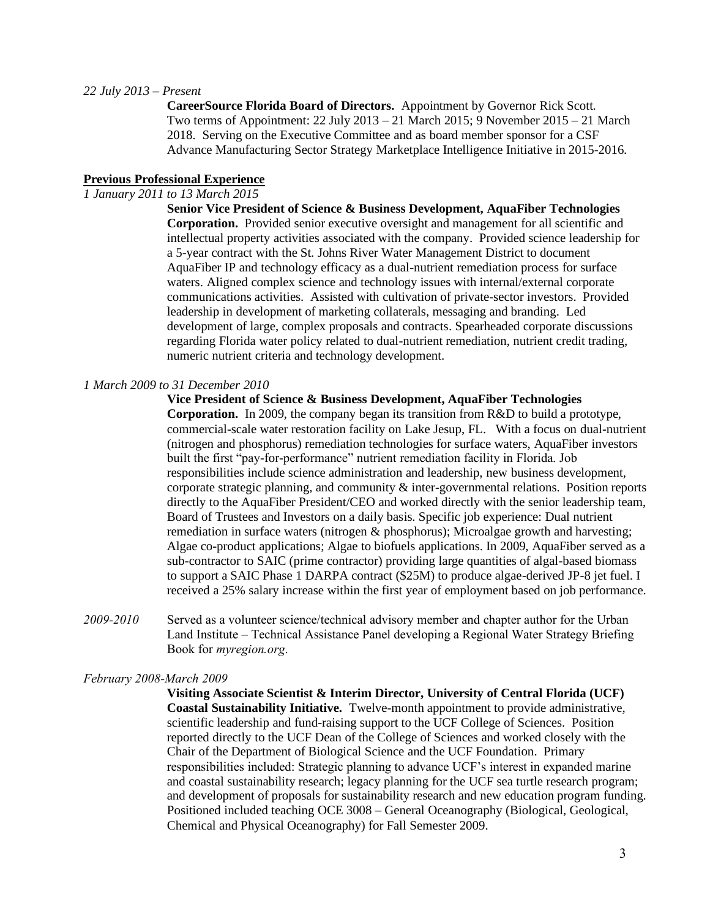*22 July 2013 – Present*

**CareerSource Florida Board of Directors.** Appointment by Governor Rick Scott. Two terms of Appointment: 22 July 2013 – 21 March 2015; 9 November 2015 – 21 March 2018. Serving on the Executive Committee and as board member sponsor for a CSF Advance Manufacturing Sector Strategy Marketplace Intelligence Initiative in 2015-2016.

**Previous Professional Experience**

*1 January 2011 to 13 March 2015*

**Senior Vice President of Science & Business Development, AquaFiber Technologies Corporation.** Provided senior executive oversight and management for all scientific and intellectual property activities associated with the company. Provided science leadership for a 5-year contract with the St. Johns River Water Management District to document AquaFiber IP and technology efficacy as a dual-nutrient remediation process for surface waters. Aligned complex science and technology issues with internal/external corporate communications activities. Assisted with cultivation of private-sector investors. Provided leadership in development of marketing collaterals, messaging and branding. Led development of large, complex proposals and contracts. Spearheaded corporate discussions regarding Florida water policy related to dual-nutrient remediation, nutrient credit trading, numeric nutrient criteria and technology development.

*1 March 2009 to 31 December 2010*

**Vice President of Science & Business Development, AquaFiber Technologies Corporation.** In 2009, the company began its transition from R&D to build a prototype, commercial-scale water restoration facility on Lake Jesup, FL. With a focus on dual-nutrient (nitrogen and phosphorus) remediation technologies for surface waters, AquaFiber investors built the first "pay-for-performance" nutrient remediation facility in Florida. Job responsibilities include science administration and leadership, new business development, corporate strategic planning, and community & inter-governmental relations. Position reports directly to the AquaFiber President/CEO and worked directly with the senior leadership team, Board of Trustees and Investors on a daily basis. Specific job experience: Dual nutrient remediation in surface waters (nitrogen & phosphorus); Microalgae growth and harvesting; Algae co-product applications; Algae to biofuels applications. In 2009, AquaFiber served as a sub-contractor to SAIC (prime contractor) providing large quantities of algal-based biomass to support a SAIC Phase 1 DARPA contract ($25M) to produce algae-derived JP-8 jet fuel. I received a 25% salary increase within the first year of employment based on job performance.

*2009-2010* Served as a volunteer science/technical advisory member and chapter author for the Urban Land Institute – Technical Assistance Panel developing a Regional Water Strategy Briefing Book for *myregion.org*.

*February 2008-March 2009*

**Visiting Associate Scientist & Interim Director, University of Central Florida (UCF) Coastal Sustainability Initiative.** Twelve-month appointment to provide administrative, scientific leadership and fund-raising support to the UCF College of Sciences. Position reported directly to the UCF Dean of the College of Sciences and worked closely with the Chair of the Department of Biological Science and the UCF Foundation. Primary responsibilities included: Strategic planning to advance UCF's interest in expanded marine and coastal sustainability research; legacy planning for the UCF sea turtle research program; and development of proposals for sustainability research and new education program funding. Positioned included teaching OCE 3008 – General Oceanography (Biological, Geological, Chemical and Physical Oceanography) for Fall Semester 2009.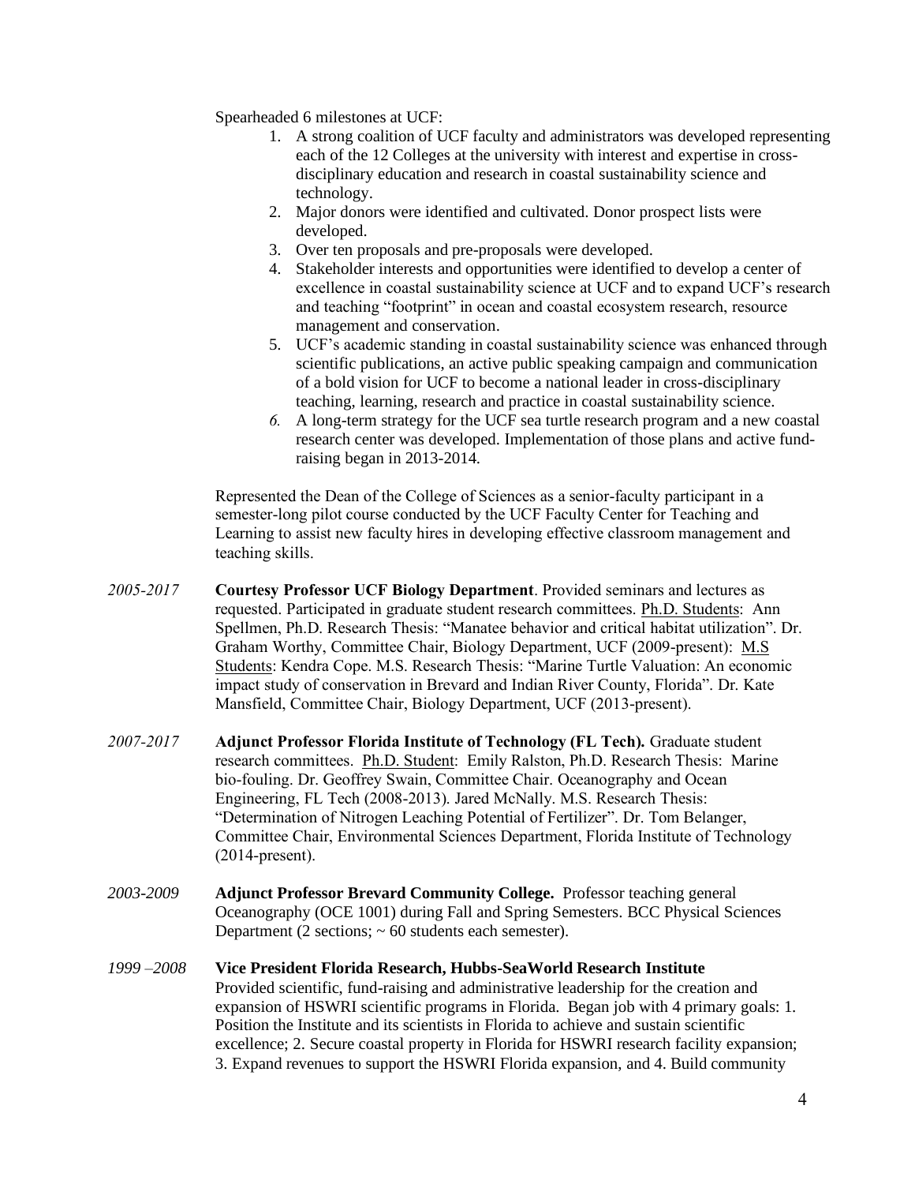Spearheaded 6 milestones at UCF:

1. A strong coalition of UCF faculty and administrators was developed representing each of the 12 Colleges at the university with interest and expertise in cross-disciplinary education and research in coastal sustainability science and technology.
2. Major donors were identified and cultivated. Donor prospect lists were developed.
3. Over ten proposals and pre-proposals were developed.
4. Stakeholder interests and opportunities were identified to develop a center of excellence in coastal sustainability science at UCF and to expand UCF's research and teaching "footprint" in ocean and coastal ecosystem research, resource management and conservation.
5. UCF's academic standing in coastal sustainability science was enhanced through scientific publications, an active public speaking campaign and communication of a bold vision for UCF to become a national leader in cross-disciplinary teaching, learning, research and practice in coastal sustainability science.
6. A long-term strategy for the UCF sea turtle research program and a new coastal research center was developed. Implementation of those plans and active fund-raising began in 2013-2014.

Represented the Dean of the College of Sciences as a senior-faculty participant in a semester-long pilot course conducted by the UCF Faculty Center for Teaching and Learning to assist new faculty hires in developing effective classroom management and teaching skills.

*2005-2017* **Courtesy Professor UCF Biology Department**. Provided seminars and lectures as requested. Participated in graduate student research committees. Ph.D. Students: Ann Spellmen, Ph.D. Research Thesis: "Manatee behavior and critical habitat utilization". Dr. Graham Worthy, Committee Chair, Biology Department, UCF (2009-present): M.S Students: Kendra Cope. M.S. Research Thesis: "Marine Turtle Valuation: An economic impact study of conservation in Brevard and Indian River County, Florida". Dr. Kate Mansfield, Committee Chair, Biology Department, UCF (2013-present).

*2007-2017* **Adjunct Professor Florida Institute of Technology (FL Tech).** Graduate student research committees. Ph.D. Student: Emily Ralston, Ph.D. Research Thesis: Marine bio-fouling. Dr. Geoffrey Swain, Committee Chair. Oceanography and Ocean Engineering, FL Tech (2008-2013). Jared McNally. M.S. Research Thesis: "Determination of Nitrogen Leaching Potential of Fertilizer". Dr. Tom Belanger, Committee Chair, Environmental Sciences Department, Florida Institute of Technology (2014-present).

*2003-2009* **Adjunct Professor Brevard Community College.** Professor teaching general Oceanography (OCE 1001) during Fall and Spring Semesters. BCC Physical Sciences Department (2 sections; ~ 60 students each semester).

*1999 –2008* **Vice President Florida Research, Hubbs-SeaWorld Research Institute**
Provided scientific, fund-raising and administrative leadership for the creation and expansion of HSWRI scientific programs in Florida. Began job with 4 primary goals: 1. Position the Institute and its scientists in Florida to achieve and sustain scientific excellence; 2. Secure coastal property in Florida for HSWRI research facility expansion; 3. Expand revenues to support the HSWRI Florida expansion, and 4. Build community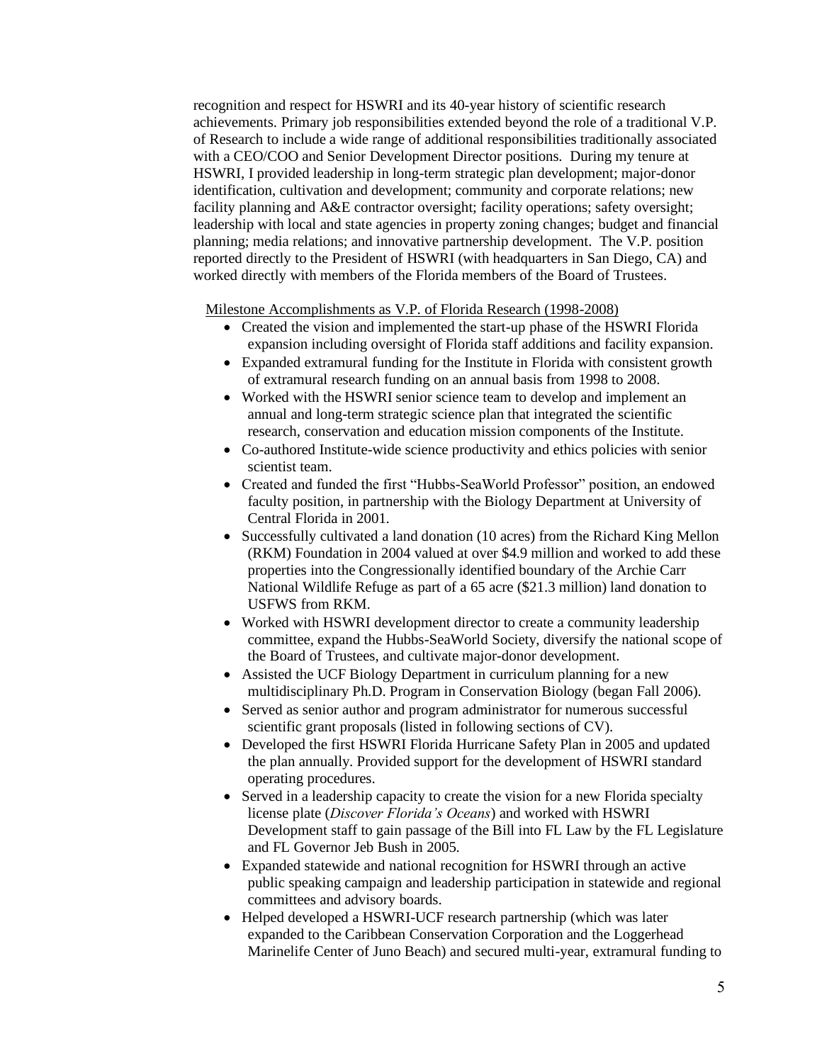recognition and respect for HSWRI and its 40-year history of scientific research achievements. Primary job responsibilities extended beyond the role of a traditional V.P. of Research to include a wide range of additional responsibilities traditionally associated with a CEO/COO and Senior Development Director positions. During my tenure at HSWRI, I provided leadership in long-term strategic plan development; major-donor identification, cultivation and development; community and corporate relations; new facility planning and A&E contractor oversight; facility operations; safety oversight; leadership with local and state agencies in property zoning changes; budget and financial planning; media relations; and innovative partnership development. The V.P. position reported directly to the President of HSWRI (with headquarters in San Diego, CA) and worked directly with members of the Florida members of the Board of Trustees.

<u>Milestone Accomplishments as V.P. of Florida Research (1998-2008)</u>

- Created the vision and implemented the start-up phase of the HSWRI Florida expansion including oversight of Florida staff additions and facility expansion.
- Expanded extramural funding for the Institute in Florida with consistent growth of extramural research funding on an annual basis from 1998 to 2008.
- Worked with the HSWRI senior science team to develop and implement an annual and long-term strategic science plan that integrated the scientific research, conservation and education mission components of the Institute.
- Co-authored Institute-wide science productivity and ethics policies with senior scientist team.
- Created and funded the first "Hubbs-SeaWorld Professor" position, an endowed faculty position, in partnership with the Biology Department at University of Central Florida in 2001.
- Successfully cultivated a land donation (10 acres) from the Richard King Mellon (RKM) Foundation in 2004 valued at over $4.9 million and worked to add these properties into the Congressionally identified boundary of the Archie Carr National Wildlife Refuge as part of a 65 acre ($21.3 million) land donation to USFWS from RKM.
- Worked with HSWRI development director to create a community leadership committee, expand the Hubbs-SeaWorld Society, diversify the national scope of the Board of Trustees, and cultivate major-donor development.
- Assisted the UCF Biology Department in curriculum planning for a new multidisciplinary Ph.D. Program in Conservation Biology (began Fall 2006).
- Served as senior author and program administrator for numerous successful scientific grant proposals (listed in following sections of CV).
- Developed the first HSWRI Florida Hurricane Safety Plan in 2005 and updated the plan annually. Provided support for the development of HSWRI standard operating procedures.
- Served in a leadership capacity to create the vision for a new Florida specialty license plate (*Discover Florida's Oceans*) and worked with HSWRI Development staff to gain passage of the Bill into FL Law by the FL Legislature and FL Governor Jeb Bush in 2005.
- Expanded statewide and national recognition for HSWRI through an active public speaking campaign and leadership participation in statewide and regional committees and advisory boards.
- Helped developed a HSWRI-UCF research partnership (which was later expanded to the Caribbean Conservation Corporation and the Loggerhead Marinelife Center of Juno Beach) and secured multi-year, extramural funding to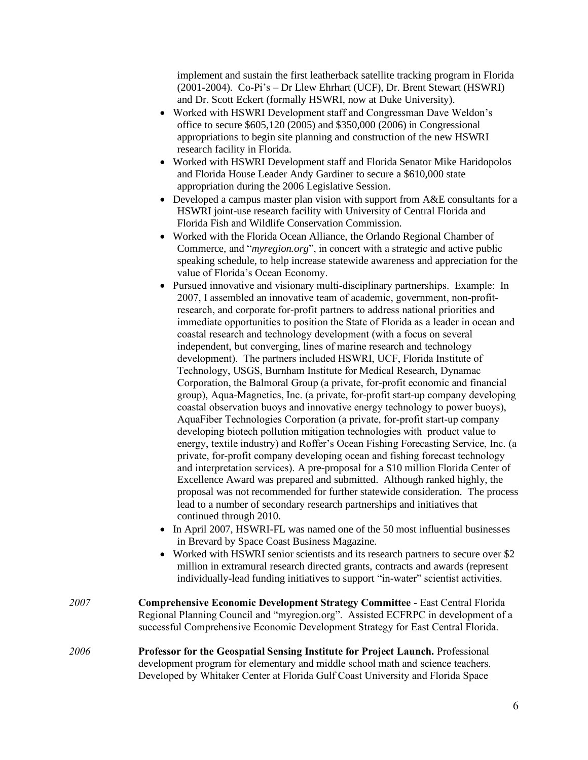implement and sustain the first leatherback satellite tracking program in Florida (2001-2004). Co-Pi's – Dr Llew Ehrhart (UCF), Dr. Brent Stewart (HSWRI) and Dr. Scott Eckert (formally HSWRI, now at Duke University).

- Worked with HSWRI Development staff and Congressman Dave Weldon's office to secure $605,120 (2005) and $350,000 (2006) in Congressional appropriations to begin site planning and construction of the new HSWRI research facility in Florida.
- Worked with HSWRI Development staff and Florida Senator Mike Haridopolos and Florida House Leader Andy Gardiner to secure a $610,000 state appropriation during the 2006 Legislative Session.
- Developed a campus master plan vision with support from A&E consultants for a HSWRI joint-use research facility with University of Central Florida and Florida Fish and Wildlife Conservation Commission.
- Worked with the Florida Ocean Alliance, the Orlando Regional Chamber of Commerce, and "*myregion.org*", in concert with a strategic and active public speaking schedule, to help increase statewide awareness and appreciation for the value of Florida's Ocean Economy.
- Pursued innovative and visionary multi-disciplinary partnerships. Example: In 2007, I assembled an innovative team of academic, government, non-profit-research, and corporate for-profit partners to address national priorities and immediate opportunities to position the State of Florida as a leader in ocean and coastal research and technology development (with a focus on several independent, but converging, lines of marine research and technology development). The partners included HSWRI, UCF, Florida Institute of Technology, USGS, Burnham Institute for Medical Research, Dynamac Corporation, the Balmoral Group (a private, for-profit economic and financial group), Aqua-Magnetics, Inc. (a private, for-profit start-up company developing coastal observation buoys and innovative energy technology to power buoys), AquaFiber Technologies Corporation (a private, for-profit start-up company developing biotech pollution mitigation technologies with product value to energy, textile industry) and Roffer's Ocean Fishing Forecasting Service, Inc. (a private, for-profit company developing ocean and fishing forecast technology and interpretation services). A pre-proposal for a $10 million Florida Center of Excellence Award was prepared and submitted. Although ranked highly, the proposal was not recommended for further statewide consideration. The process lead to a number of secondary research partnerships and initiatives that continued through 2010.
- In April 2007, HSWRI-FL was named one of the 50 most influential businesses in Brevard by Space Coast Business Magazine.
- Worked with HSWRI senior scientists and its research partners to secure over $2 million in extramural research directed grants, contracts and awards (represent individually-lead funding initiatives to support "in-water" scientist activities.

*2007* **Comprehensive Economic Development Strategy Committee** - East Central Florida Regional Planning Council and "myregion.org". Assisted ECFRPC in development of a successful Comprehensive Economic Development Strategy for East Central Florida.

*2006* **Professor for the Geospatial Sensing Institute for Project Launch.** Professional development program for elementary and middle school math and science teachers. Developed by Whitaker Center at Florida Gulf Coast University and Florida Space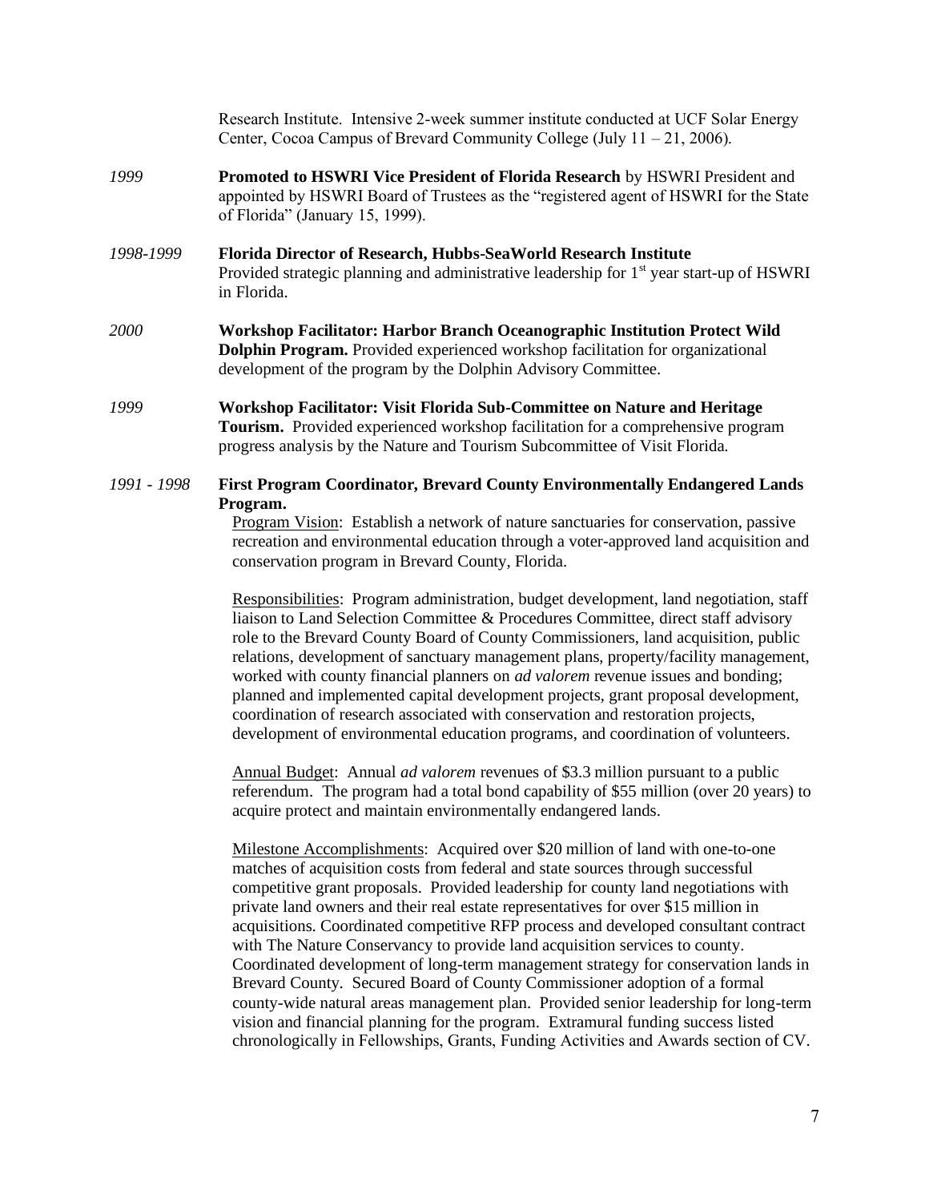Research Institute. Intensive 2-week summer institute conducted at UCF Solar Energy Center, Cocoa Campus of Brevard Community College (July 11 – 21, 2006).

*1999* **Promoted to HSWRI Vice President of Florida Research** by HSWRI President and appointed by HSWRI Board of Trustees as the "registered agent of HSWRI for the State of Florida" (January 15, 1999).

*1998-1999* **Florida Director of Research, Hubbs-SeaWorld Research Institute**
Provided strategic planning and administrative leadership for 1st year start-up of HSWRI in Florida.

*2000* **Workshop Facilitator: Harbor Branch Oceanographic Institution Protect Wild Dolphin Program.** Provided experienced workshop facilitation for organizational development of the program by the Dolphin Advisory Committee.

*1999* **Workshop Facilitator: Visit Florida Sub-Committee on Nature and Heritage Tourism.** Provided experienced workshop facilitation for a comprehensive program progress analysis by the Nature and Tourism Subcommittee of Visit Florida.

*1991 - 1998* **First Program Coordinator, Brevard County Environmentally Endangered Lands Program.**

Program Vision: Establish a network of nature sanctuaries for conservation, passive recreation and environmental education through a voter-approved land acquisition and conservation program in Brevard County, Florida.

Responsibilities: Program administration, budget development, land negotiation, staff liaison to Land Selection Committee & Procedures Committee, direct staff advisory role to the Brevard County Board of County Commissioners, land acquisition, public relations, development of sanctuary management plans, property/facility management, worked with county financial planners on *ad valorem* revenue issues and bonding; planned and implemented capital development projects, grant proposal development, coordination of research associated with conservation and restoration projects, development of environmental education programs, and coordination of volunteers.

Annual Budget: Annual *ad valorem* revenues of $3.3 million pursuant to a public referendum. The program had a total bond capability of $55 million (over 20 years) to acquire protect and maintain environmentally endangered lands.

Milestone Accomplishments: Acquired over $20 million of land with one-to-one matches of acquisition costs from federal and state sources through successful competitive grant proposals. Provided leadership for county land negotiations with private land owners and their real estate representatives for over $15 million in acquisitions. Coordinated competitive RFP process and developed consultant contract with The Nature Conservancy to provide land acquisition services to county. Coordinated development of long-term management strategy for conservation lands in Brevard County. Secured Board of County Commissioner adoption of a formal county-wide natural areas management plan. Provided senior leadership for long-term vision and financial planning for the program. Extramural funding success listed chronologically in Fellowships, Grants, Funding Activities and Awards section of CV.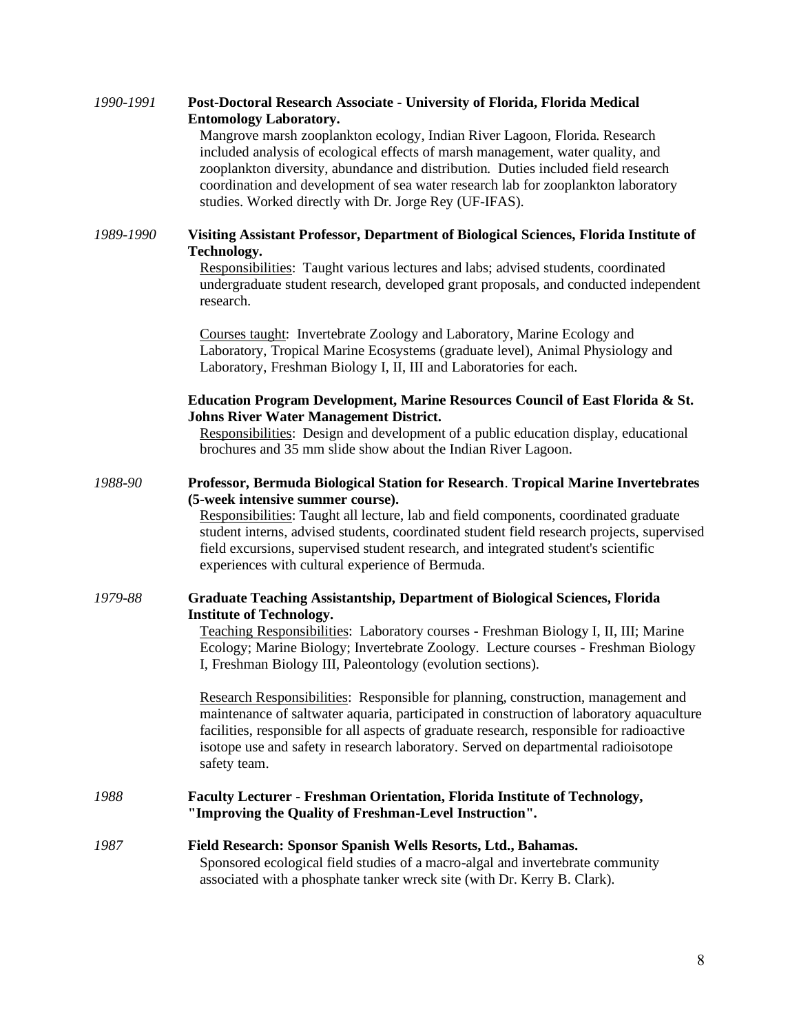*1990-1991* **Post-Doctoral Research Associate - University of Florida, Florida Medical Entomology Laboratory.**

Mangrove marsh zooplankton ecology, Indian River Lagoon, Florida. Research included analysis of ecological effects of marsh management, water quality, and zooplankton diversity, abundance and distribution. Duties included field research coordination and development of sea water research lab for zooplankton laboratory studies. Worked directly with Dr. Jorge Rey (UF-IFAS).

*1989-1990* **Visiting Assistant Professor, Department of Biological Sciences, Florida Institute of Technology.**

Responsibilities: Taught various lectures and labs; advised students, coordinated undergraduate student research, developed grant proposals, and conducted independent research.

Courses taught: Invertebrate Zoology and Laboratory, Marine Ecology and Laboratory, Tropical Marine Ecosystems (graduate level), Animal Physiology and Laboratory, Freshman Biology I, II, III and Laboratories for each.

**Education Program Development, Marine Resources Council of East Florida & St. Johns River Water Management District.**

Responsibilities: Design and development of a public education display, educational brochures and 35 mm slide show about the Indian River Lagoon.

*1988-90* **Professor, Bermuda Biological Station for Research**. **Tropical Marine Invertebrates (5-week intensive summer course).**

Responsibilities: Taught all lecture, lab and field components, coordinated graduate student interns, advised students, coordinated student field research projects, supervised field excursions, supervised student research, and integrated student's scientific experiences with cultural experience of Bermuda.

*1979-88* **Graduate Teaching Assistantship, Department of Biological Sciences, Florida Institute of Technology.**

Teaching Responsibilities: Laboratory courses - Freshman Biology I, II, III; Marine Ecology; Marine Biology; Invertebrate Zoology. Lecture courses - Freshman Biology I, Freshman Biology III, Paleontology (evolution sections).

Research Responsibilities: Responsible for planning, construction, management and maintenance of saltwater aquaria, participated in construction of laboratory aquaculture facilities, responsible for all aspects of graduate research, responsible for radioactive isotope use and safety in research laboratory. Served on departmental radioisotope safety team.

*1988* **Faculty Lecturer - Freshman Orientation, Florida Institute of Technology, "Improving the Quality of Freshman-Level Instruction".**

*1987* **Field Research: Sponsor Spanish Wells Resorts, Ltd., Bahamas.**

Sponsored ecological field studies of a macro-algal and invertebrate community associated with a phosphate tanker wreck site (with Dr. Kerry B. Clark).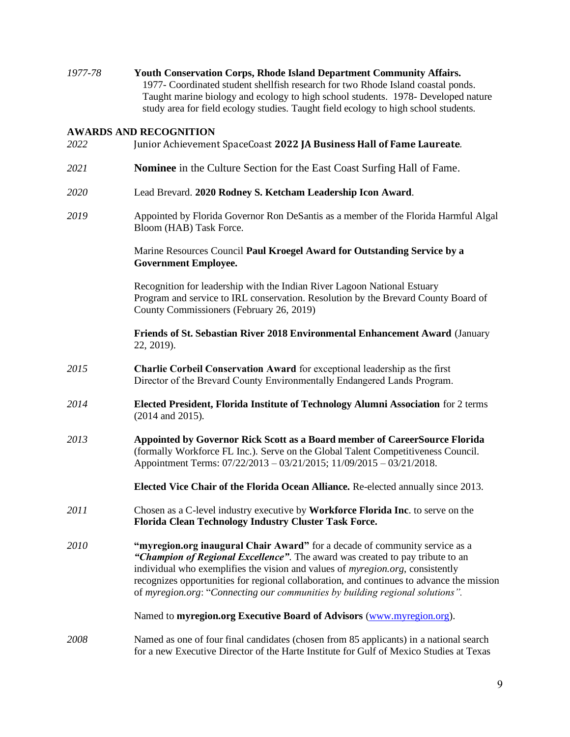*1977-78* **Youth Conservation Corps, Rhode Island Department Community Affairs.** 1977- Coordinated student shellfish research for two Rhode Island coastal ponds. Taught marine biology and ecology to high school students. 1978- Developed nature study area for field ecology studies. Taught field ecology to high school students.

**AWARDS AND RECOGNITION**

*2022* Junior Achievement SpaceCoast **2022 JA Business Hall of Fame Laureate**.

*2021* **Nominee** in the Culture Section for the East Coast Surfing Hall of Fame.

*2020* Lead Brevard. **2020 Rodney S. Ketcham Leadership Icon Award**.

*2019* Appointed by Florida Governor Ron DeSantis as a member of the Florida Harmful Algal Bloom (HAB) Task Force.

Marine Resources Council **Paul Kroegel Award for Outstanding Service by a Government Employee.**

Recognition for leadership with the Indian River Lagoon National Estuary Program and service to IRL conservation. Resolution by the Brevard County Board of County Commissioners (February 26, 2019)

**Friends of St. Sebastian River 2018 Environmental Enhancement Award** (January 22, 2019).

*2015* **Charlie Corbeil Conservation Award** for exceptional leadership as the first Director of the Brevard County Environmentally Endangered Lands Program.

*2014* **Elected President, Florida Institute of Technology Alumni Association** for 2 terms (2014 and 2015).

*2013* **Appointed by Governor Rick Scott as a Board member of CareerSource Florida** (formally Workforce FL Inc.). Serve on the Global Talent Competitiveness Council. Appointment Terms: 07/22/2013 – 03/21/2015; 11/09/2015 – 03/21/2018.

**Elected Vice Chair of the Florida Ocean Alliance.** Re-elected annually since 2013.

*2011* Chosen as a C-level industry executive by **Workforce Florida Inc**. to serve on the **Florida Clean Technology Industry Cluster Task Force.**

*2010* **"myregion.org inaugural Chair Award"** for a decade of community service as a ***"Champion of Regional Excellence"***. The award was created to pay tribute to an individual who exemplifies the vision and values of *myregion.org*, consistently recognizes opportunities for regional collaboration, and continues to advance the mission of *myregion.org*: "*Connecting our communities by building regional solutions".*

Named to **myregion.org Executive Board of Advisors** (www.myregion.org).

*2008* Named as one of four final candidates (chosen from 85 applicants) in a national search for a new Executive Director of the Harte Institute for Gulf of Mexico Studies at Texas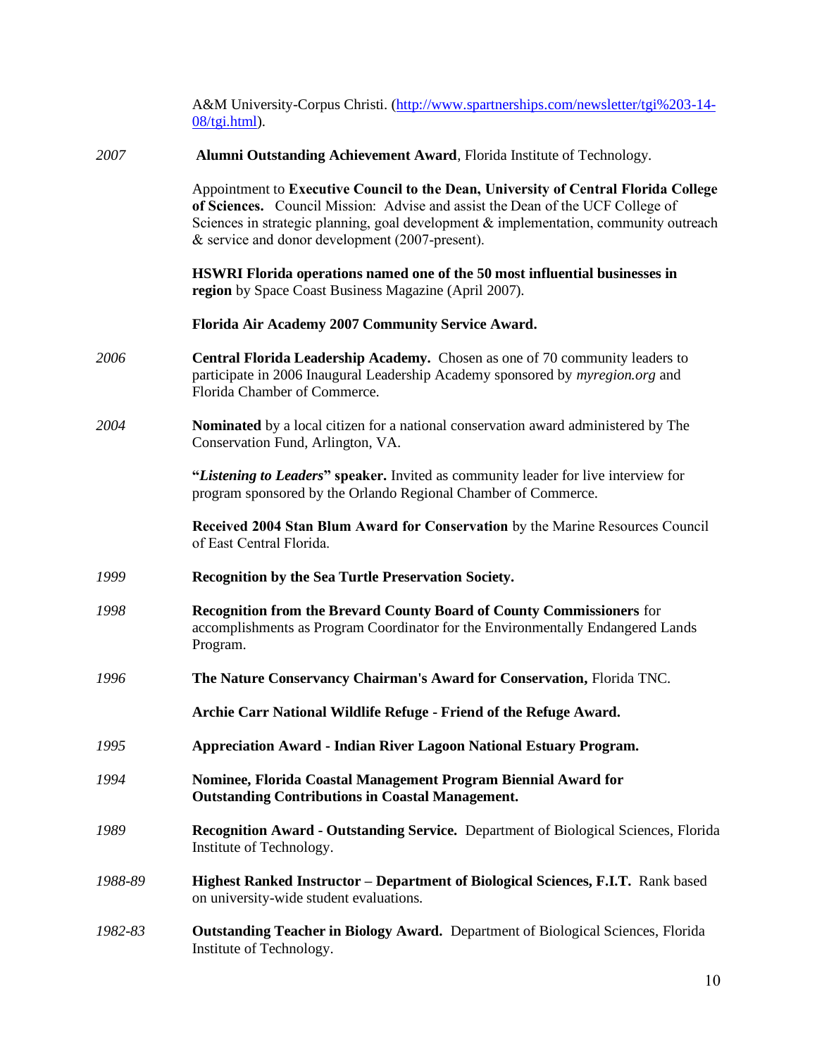A&M University-Corpus Christi. (http://www.spartnerships.com/newsletter/tgi%203-14-08/tgi.html).

*2007* **Alumni Outstanding Achievement Award**, Florida Institute of Technology.

Appointment to **Executive Council to the Dean, University of Central Florida College of Sciences.** Council Mission: Advise and assist the Dean of the UCF College of Sciences in strategic planning, goal development & implementation, community outreach & service and donor development (2007-present).

**HSWRI Florida operations named one of the 50 most influential businesses in region** by Space Coast Business Magazine (April 2007).

**Florida Air Academy 2007 Community Service Award.**

*2006* **Central Florida Leadership Academy.** Chosen as one of 70 community leaders to participate in 2006 Inaugural Leadership Academy sponsored by *myregion.org* and Florida Chamber of Commerce.

*2004* **Nominated** by a local citizen for a national conservation award administered by The Conservation Fund, Arlington, VA.

**"*Listening to Leaders*" speaker.** Invited as community leader for live interview for program sponsored by the Orlando Regional Chamber of Commerce.

**Received 2004 Stan Blum Award for Conservation** by the Marine Resources Council of East Central Florida.

*1999* **Recognition by the Sea Turtle Preservation Society.**

*1998* **Recognition from the Brevard County Board of County Commissioners** for accomplishments as Program Coordinator for the Environmentally Endangered Lands Program.

*1996* **The Nature Conservancy Chairman's Award for Conservation,** Florida TNC.

**Archie Carr National Wildlife Refuge - Friend of the Refuge Award.**

*1995* **Appreciation Award - Indian River Lagoon National Estuary Program.**

*1994* **Nominee, Florida Coastal Management Program Biennial Award for Outstanding Contributions in Coastal Management.**

*1989* **Recognition Award - Outstanding Service.** Department of Biological Sciences, Florida Institute of Technology.

*1988-89* **Highest Ranked Instructor – Department of Biological Sciences, F.I.T.** Rank based on university-wide student evaluations.

*1982-83* **Outstanding Teacher in Biology Award.** Department of Biological Sciences, Florida Institute of Technology.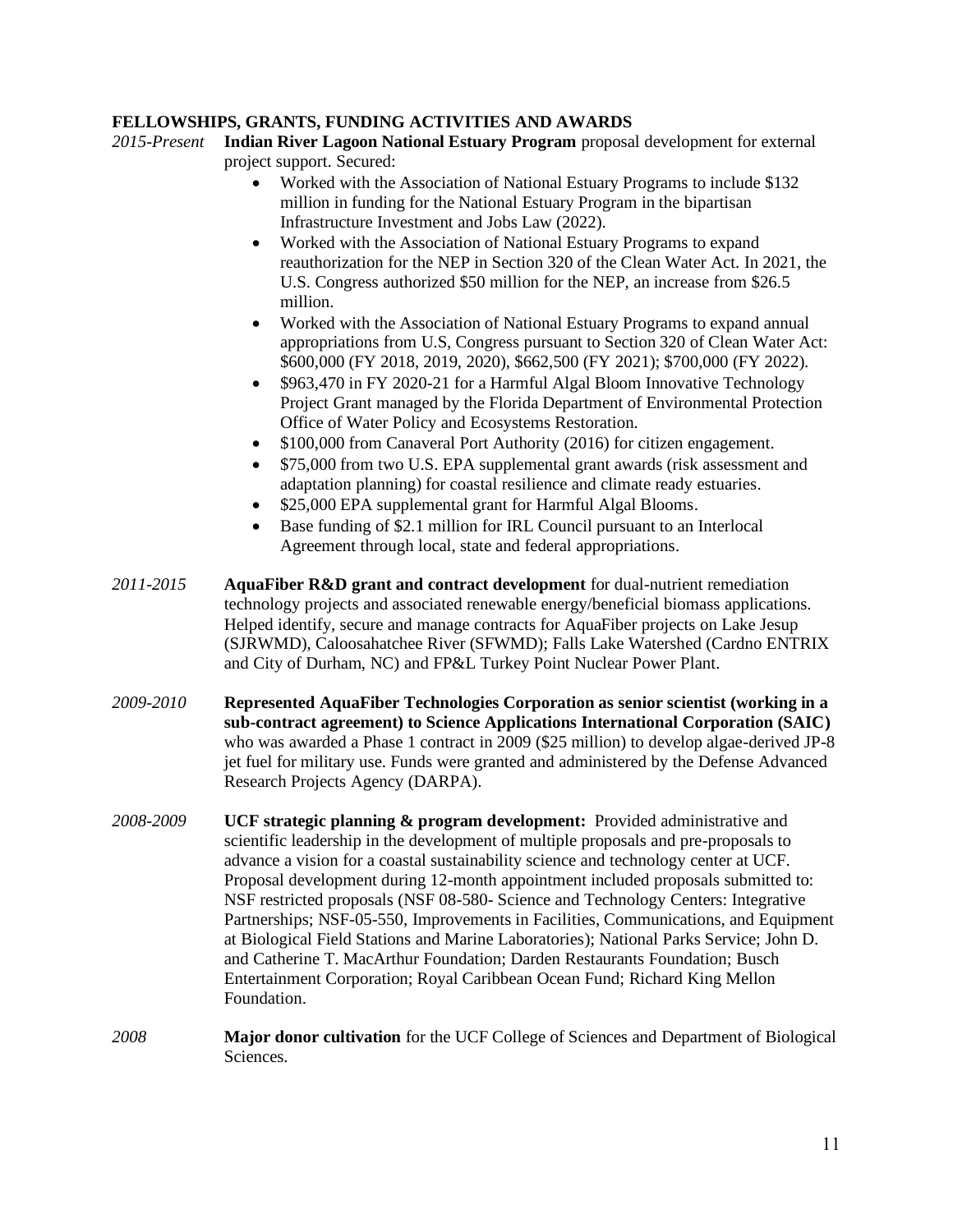## FELLOWSHIPS, GRANTS, FUNDING ACTIVITIES AND AWARDS

*2015-Present* **Indian River Lagoon National Estuary Program** proposal development for external project support. Secured:

- Worked with the Association of National Estuary Programs to include $132 million in funding for the National Estuary Program in the bipartisan Infrastructure Investment and Jobs Law (2022).
- Worked with the Association of National Estuary Programs to expand reauthorization for the NEP in Section 320 of the Clean Water Act. In 2021, the U.S. Congress authorized $50 million for the NEP, an increase from $26.5 million.
- Worked with the Association of National Estuary Programs to expand annual appropriations from U.S, Congress pursuant to Section 320 of Clean Water Act: $600,000 (FY 2018, 2019, 2020), $662,500 (FY 2021); $700,000 (FY 2022).
- $963,470 in FY 2020-21 for a Harmful Algal Bloom Innovative Technology Project Grant managed by the Florida Department of Environmental Protection Office of Water Policy and Ecosystems Restoration.
- $100,000 from Canaveral Port Authority (2016) for citizen engagement.
- $75,000 from two U.S. EPA supplemental grant awards (risk assessment and adaptation planning) for coastal resilience and climate ready estuaries.
- $25,000 EPA supplemental grant for Harmful Algal Blooms.
- Base funding of $2.1 million for IRL Council pursuant to an Interlocal Agreement through local, state and federal appropriations.

*2011-2015* **AquaFiber R&D grant and contract development** for dual-nutrient remediation technology projects and associated renewable energy/beneficial biomass applications. Helped identify, secure and manage contracts for AquaFiber projects on Lake Jesup (SJRWMD), Caloosahatchee River (SFWMD); Falls Lake Watershed (Cardno ENTRIX and City of Durham, NC) and FP&L Turkey Point Nuclear Power Plant.

*2009-2010* **Represented AquaFiber Technologies Corporation as senior scientist (working in a sub-contract agreement) to Science Applications International Corporation (SAIC)** who was awarded a Phase 1 contract in 2009 ($25 million) to develop algae-derived JP-8 jet fuel for military use. Funds were granted and administered by the Defense Advanced Research Projects Agency (DARPA).

*2008-2009* **UCF strategic planning & program development:** Provided administrative and scientific leadership in the development of multiple proposals and pre-proposals to advance a vision for a coastal sustainability science and technology center at UCF. Proposal development during 12-month appointment included proposals submitted to: NSF restricted proposals (NSF 08-580- Science and Technology Centers: Integrative Partnerships; NSF-05-550, Improvements in Facilities, Communications, and Equipment at Biological Field Stations and Marine Laboratories); National Parks Service; John D. and Catherine T. MacArthur Foundation; Darden Restaurants Foundation; Busch Entertainment Corporation; Royal Caribbean Ocean Fund; Richard King Mellon Foundation.

*2008* **Major donor cultivation** for the UCF College of Sciences and Department of Biological Sciences.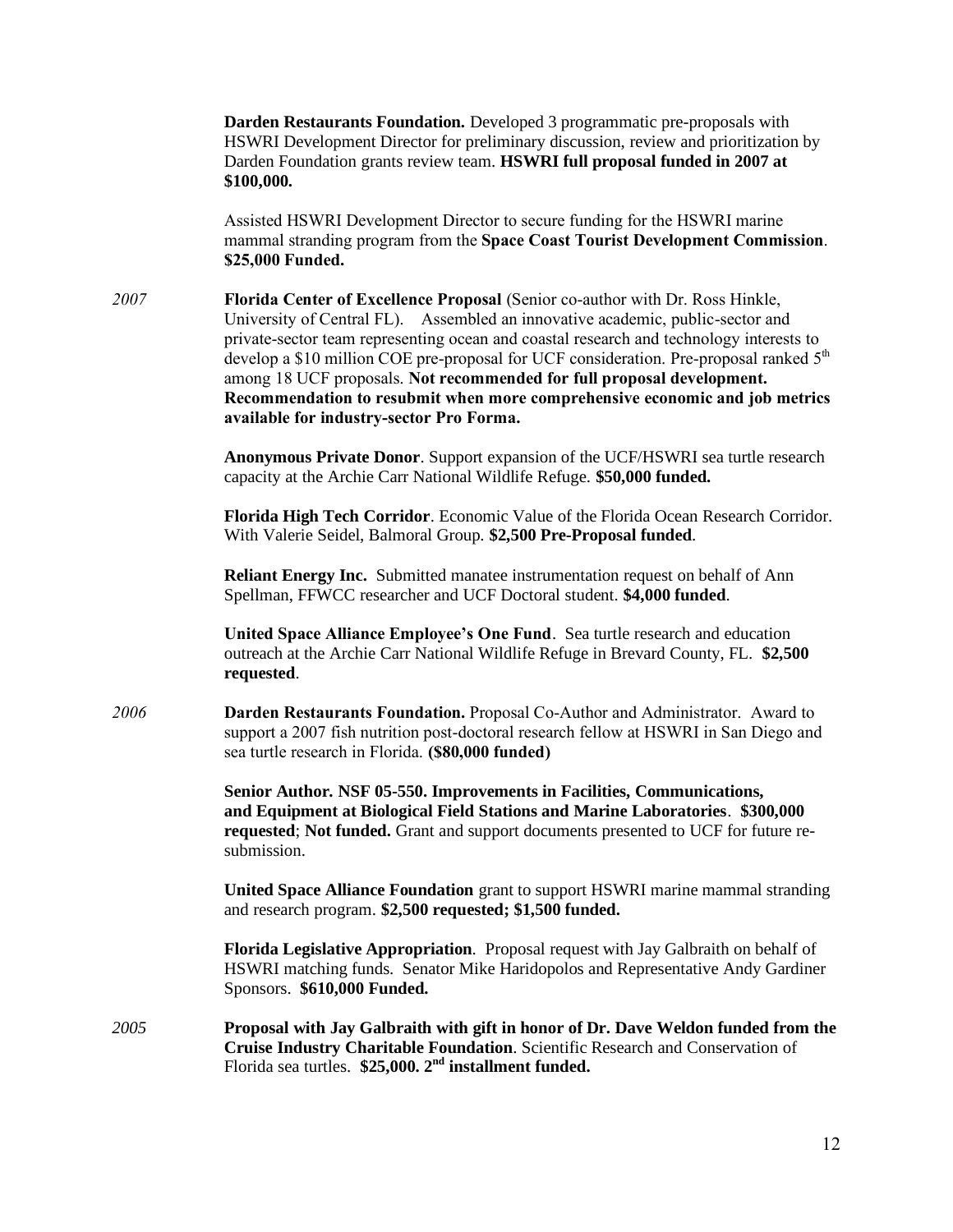**Darden Restaurants Foundation.** Developed 3 programmatic pre-proposals with HSWRI Development Director for preliminary discussion, review and prioritization by Darden Foundation grants review team. **HSWRI full proposal funded in 2007 at $100,000.**

Assisted HSWRI Development Director to secure funding for the HSWRI marine mammal stranding program from the **Space Coast Tourist Development Commission**. **$25,000 Funded.**

*2007* **Florida Center of Excellence Proposal** (Senior co-author with Dr. Ross Hinkle, University of Central FL). Assembled an innovative academic, public-sector and private-sector team representing ocean and coastal research and technology interests to develop a $10 million COE pre-proposal for UCF consideration. Pre-proposal ranked 5th among 18 UCF proposals. **Not recommended for full proposal development. Recommendation to resubmit when more comprehensive economic and job metrics available for industry-sector Pro Forma.**

**Anonymous Private Donor**. Support expansion of the UCF/HSWRI sea turtle research capacity at the Archie Carr National Wildlife Refuge. **$50,000 funded.**

**Florida High Tech Corridor**. Economic Value of the Florida Ocean Research Corridor. With Valerie Seidel, Balmoral Group. **$2,500 Pre-Proposal funded**.

**Reliant Energy Inc.** Submitted manatee instrumentation request on behalf of Ann Spellman, FFWCC researcher and UCF Doctoral student. **$4,000 funded**.

**United Space Alliance Employee's One Fund**. Sea turtle research and education outreach at the Archie Carr National Wildlife Refuge in Brevard County, FL. **$2,500 requested**.

*2006* **Darden Restaurants Foundation.** Proposal Co-Author and Administrator. Award to support a 2007 fish nutrition post-doctoral research fellow at HSWRI in San Diego and sea turtle research in Florida. **($80,000 funded)**

**Senior Author. NSF 05-550. Improvements in Facilities, Communications, and Equipment at Biological Field Stations and Marine Laboratories**. **$300,000 requested**; **Not funded.** Grant and support documents presented to UCF for future re-submission.

**United Space Alliance Foundation** grant to support HSWRI marine mammal stranding and research program. **$2,500 requested; $1,500 funded.**

**Florida Legislative Appropriation**. Proposal request with Jay Galbraith on behalf of HSWRI matching funds. Senator Mike Haridopolos and Representative Andy Gardiner Sponsors. **$610,000 Funded.**

*2005* **Proposal with Jay Galbraith with gift in honor of Dr. Dave Weldon funded from the Cruise Industry Charitable Foundation**. Scientific Research and Conservation of Florida sea turtles. **$25,000. 2nd installment funded.**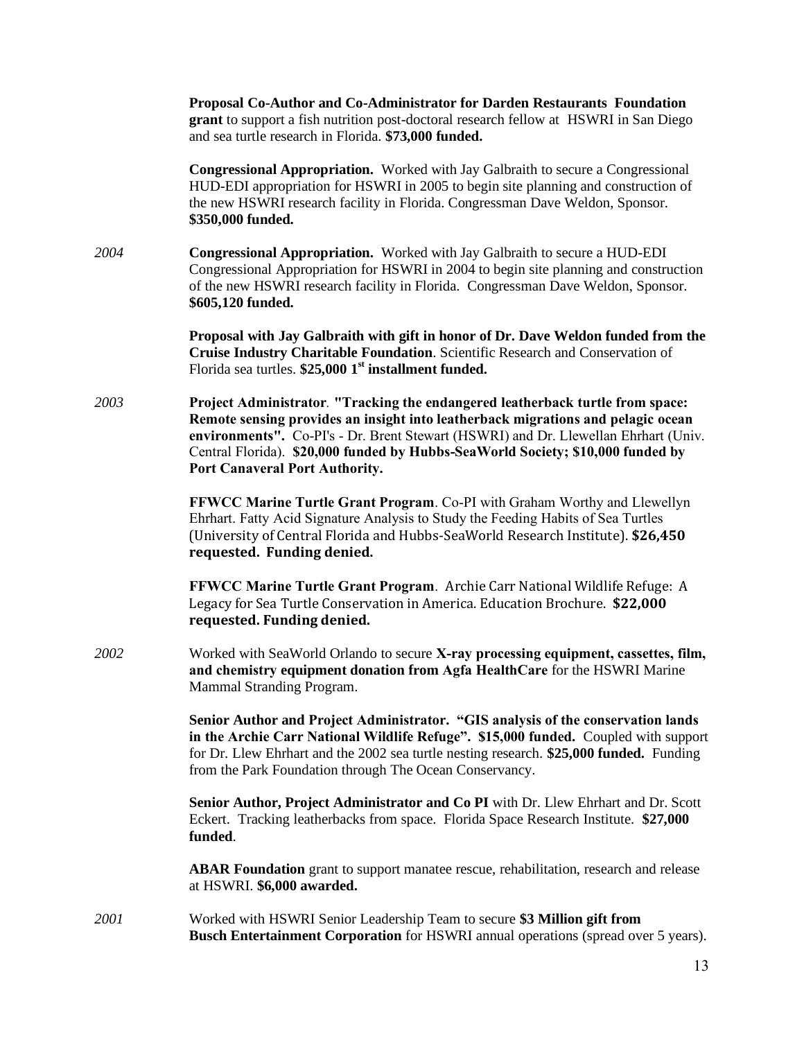**Proposal Co-Author and Co-Administrator for Darden Restaurants Foundation grant** to support a fish nutrition post-doctoral research fellow at HSWRI in San Diego and sea turtle research in Florida. **$73,000 funded.**

**Congressional Appropriation.** Worked with Jay Galbraith to secure a Congressional HUD-EDI appropriation for HSWRI in 2005 to begin site planning and construction of the new HSWRI research facility in Florida. Congressman Dave Weldon, Sponsor. **$350,000 funded.**

*2004*

**Congressional Appropriation.** Worked with Jay Galbraith to secure a HUD-EDI Congressional Appropriation for HSWRI in 2004 to begin site planning and construction of the new HSWRI research facility in Florida. Congressman Dave Weldon, Sponsor. **$605,120 funded.**

**Proposal with Jay Galbraith with gift in honor of Dr. Dave Weldon funded from the Cruise Industry Charitable Foundation**. Scientific Research and Conservation of Florida sea turtles. **$25,000 1st installment funded.**

*2003*

**Project Administrator**. **"Tracking the endangered leatherback turtle from space: Remote sensing provides an insight into leatherback migrations and pelagic ocean environments".** Co-PI's - Dr. Brent Stewart (HSWRI) and Dr. Llewellan Ehrhart (Univ. Central Florida). **$20,000 funded by Hubbs-SeaWorld Society; $10,000 funded by Port Canaveral Port Authority.**

**FFWCC Marine Turtle Grant Program**. Co-PI with Graham Worthy and Llewellyn Ehrhart. Fatty Acid Signature Analysis to Study the Feeding Habits of Sea Turtles (University of Central Florida and Hubbs-SeaWorld Research Institute). **$26,450 requested. Funding denied.**

**FFWCC Marine Turtle Grant Program**. Archie Carr National Wildlife Refuge: A Legacy for Sea Turtle Conservation in America. Education Brochure. **$22,000 requested. Funding denied.**

*2002*

Worked with SeaWorld Orlando to secure **X-ray processing equipment, cassettes, film, and chemistry equipment donation from Agfa HealthCare** for the HSWRI Marine Mammal Stranding Program.

**Senior Author and Project Administrator. "GIS analysis of the conservation lands in the Archie Carr National Wildlife Refuge". $15,000 funded.** Coupled with support for Dr. Llew Ehrhart and the 2002 sea turtle nesting research. **$25,000 funded.** Funding from the Park Foundation through The Ocean Conservancy.

**Senior Author, Project Administrator and Co PI** with Dr. Llew Ehrhart and Dr. Scott Eckert. Tracking leatherbacks from space. Florida Space Research Institute. **$27,000 funded**.

**ABAR Foundation** grant to support manatee rescue, rehabilitation, research and release at HSWRI. **$6,000 awarded.**

*2001*

Worked with HSWRI Senior Leadership Team to secure **$3 Million gift from Busch Entertainment Corporation** for HSWRI annual operations (spread over 5 years).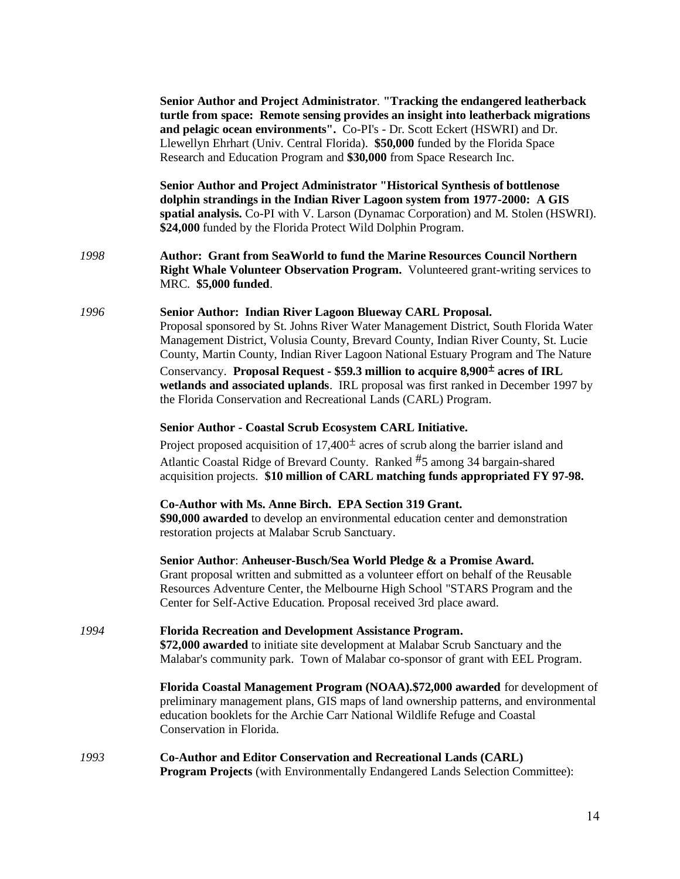**Senior Author and Project Administrator**. **"Tracking the endangered leatherback turtle from space: Remote sensing provides an insight into leatherback migrations and pelagic ocean environments".** Co-PI's - Dr. Scott Eckert (HSWRI) and Dr. Llewellyn Ehrhart (Univ. Central Florida). **$50,000** funded by the Florida Space Research and Education Program and **$30,000** from Space Research Inc.

**Senior Author and Project Administrator "Historical Synthesis of bottlenose dolphin strandings in the Indian River Lagoon system from 1977-2000: A GIS spatial analysis.** Co-PI with V. Larson (Dynamac Corporation) and M. Stolen (HSWRI). **$24,000** funded by the Florida Protect Wild Dolphin Program.

*1998* **Author: Grant from SeaWorld to fund the Marine Resources Council Northern Right Whale Volunteer Observation Program.** Volunteered grant-writing services to MRC. **$5,000 funded**.

*1996* **Senior Author: Indian River Lagoon Blueway CARL Proposal.**
Proposal sponsored by St. Johns River Water Management District, South Florida Water Management District, Volusia County, Brevard County, Indian River County, St. Lucie County, Martin County, Indian River Lagoon National Estuary Program and The Nature Conservancy. **Proposal Request - $59.3 million to acquire 8,900± acres of IRL wetlands and associated uplands**. IRL proposal was first ranked in December 1997 by the Florida Conservation and Recreational Lands (CARL) Program.

**Senior Author - Coastal Scrub Ecosystem CARL Initiative.**
Project proposed acquisition of 17,400± acres of scrub along the barrier island and Atlantic Coastal Ridge of Brevard County. Ranked #5 among 34 bargain-shared acquisition projects. **$10 million of CARL matching funds appropriated FY 97-98.**

**Co-Author with Ms. Anne Birch. EPA Section 319 Grant.**
**$90,000 awarded** to develop an environmental education center and demonstration restoration projects at Malabar Scrub Sanctuary.

**Senior Author**: **Anheuser-Busch/Sea World Pledge & a Promise Award.**
Grant proposal written and submitted as a volunteer effort on behalf of the Reusable Resources Adventure Center, the Melbourne High School "STARS Program and the Center for Self-Active Education. Proposal received 3rd place award.

*1994* **Florida Recreation and Development Assistance Program.**
**$72,000 awarded** to initiate site development at Malabar Scrub Sanctuary and the Malabar's community park. Town of Malabar co-sponsor of grant with EEL Program.

**Florida Coastal Management Program (NOAA).$72,000 awarded** for development of preliminary management plans, GIS maps of land ownership patterns, and environmental education booklets for the Archie Carr National Wildlife Refuge and Coastal Conservation in Florida.

*1993* **Co-Author and Editor Conservation and Recreational Lands (CARL) Program Projects** (with Environmentally Endangered Lands Selection Committee):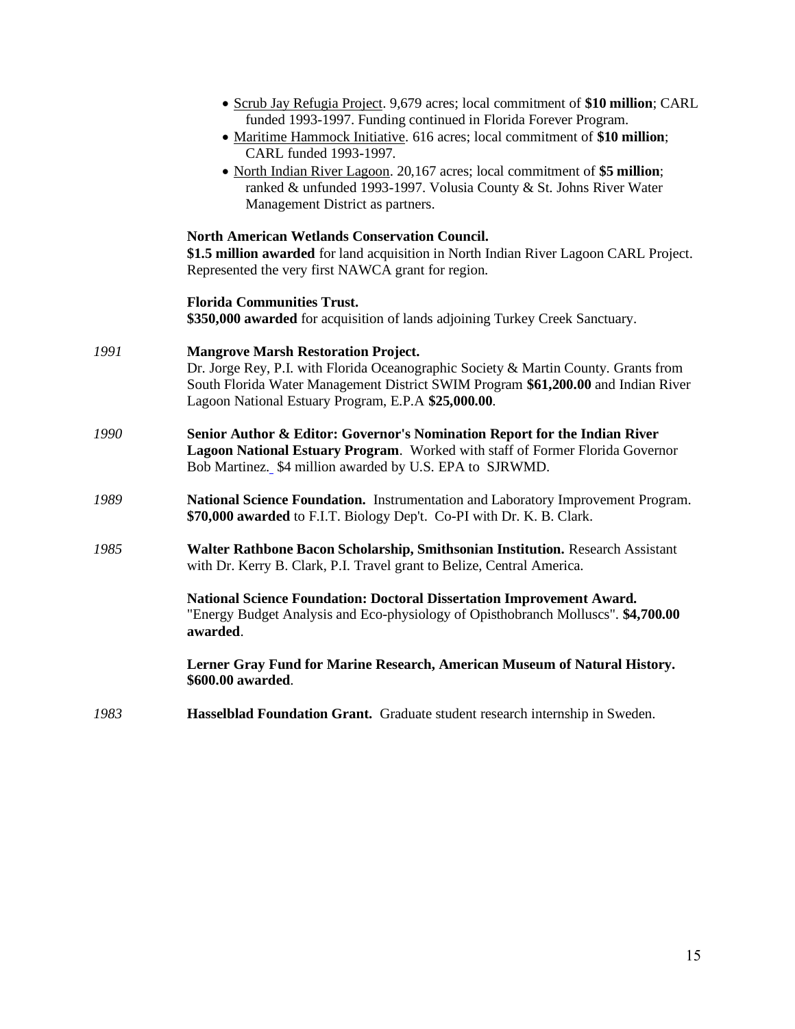- <u>Scrub Jay Refugia Project</u>. 9,679 acres; local commitment of **$10 million**; CARL funded 1993-1997. Funding continued in Florida Forever Program.
- <u>Maritime Hammock Initiative</u>. 616 acres; local commitment of **$10 million**; CARL funded 1993-1997.
- <u>North Indian River Lagoon</u>. 20,167 acres; local commitment of **$5 million**; ranked & unfunded 1993-1997. Volusia County & St. Johns River Water Management District as partners.

**North American Wetlands Conservation Council.**
**$1.5 million awarded** for land acquisition in North Indian River Lagoon CARL Project. Represented the very first NAWCA grant for region.

**Florida Communities Trust.**
**$350,000 awarded** for acquisition of lands adjoining Turkey Creek Sanctuary.

*1991* **Mangrove Marsh Restoration Project.**
Dr. Jorge Rey, P.I. with Florida Oceanographic Society & Martin County. Grants from South Florida Water Management District SWIM Program **$61,200.00** and Indian River Lagoon National Estuary Program, E.P.A **$25,000.00**.

*1990* **Senior Author & Editor: Governor's Nomination Report for the Indian River Lagoon National Estuary Program**. Worked with staff of Former Florida Governor Bob Martinez. $4 million awarded by U.S. EPA to SJRWMD.

*1989* **National Science Foundation.** Instrumentation and Laboratory Improvement Program. **$70,000 awarded** to F.I.T. Biology Dep't. Co-PI with Dr. K. B. Clark.

*1985* **Walter Rathbone Bacon Scholarship, Smithsonian Institution.** Research Assistant with Dr. Kerry B. Clark, P.I. Travel grant to Belize, Central America.

**National Science Foundation: Doctoral Dissertation Improvement Award.**
"Energy Budget Analysis and Eco-physiology of Opisthobranch Molluscs". **$4,700.00 awarded**.

**Lerner Gray Fund for Marine Research, American Museum of Natural History. $600.00 awarded**.

*1983* **Hasselblad Foundation Grant.** Graduate student research internship in Sweden.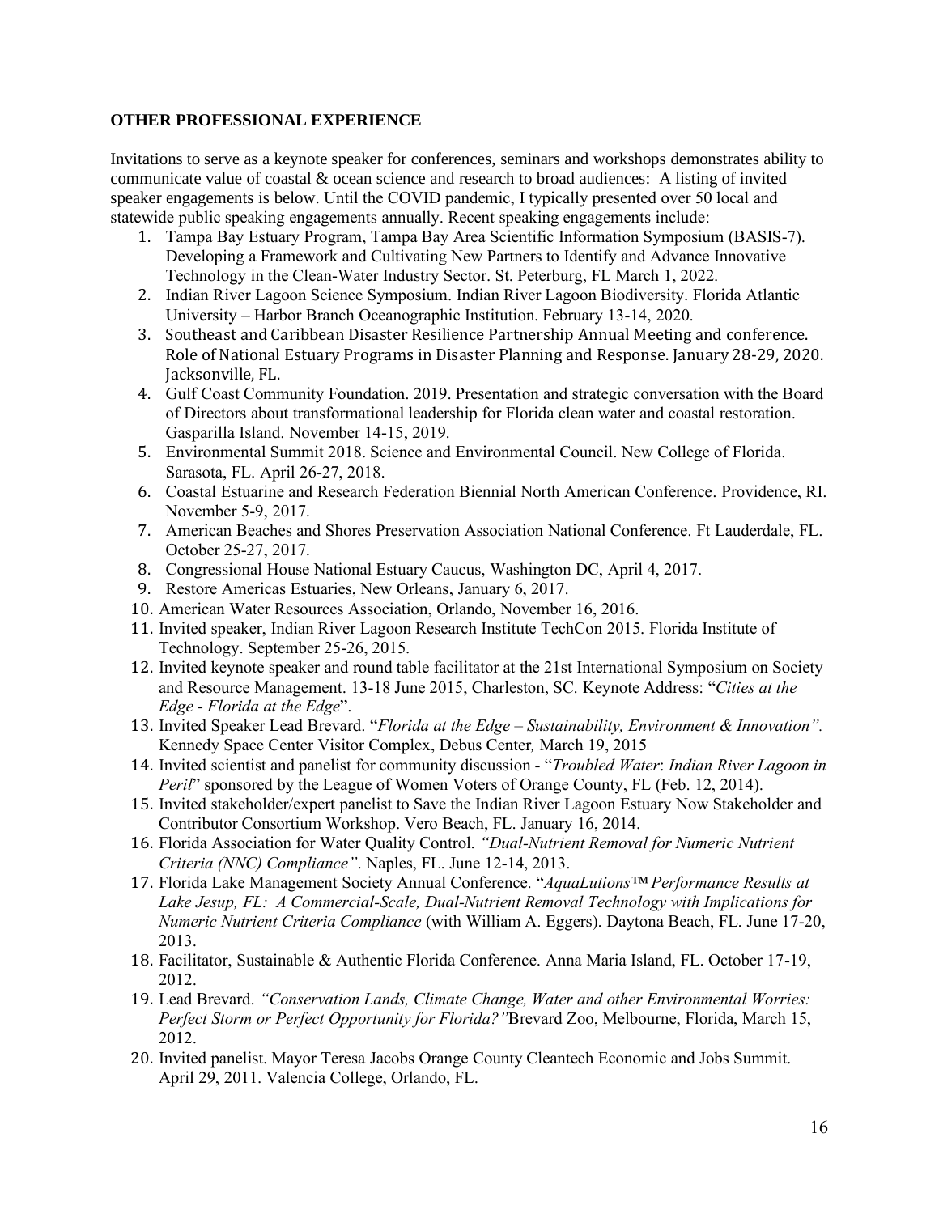**OTHER PROFESSIONAL EXPERIENCE**

Invitations to serve as a keynote speaker for conferences, seminars and workshops demonstrates ability to communicate value of coastal & ocean science and research to broad audiences: A listing of invited speaker engagements is below. Until the COVID pandemic, I typically presented over 50 local and statewide public speaking engagements annually. Recent speaking engagements include:

1. Tampa Bay Estuary Program, Tampa Bay Area Scientific Information Symposium (BASIS-7). Developing a Framework and Cultivating New Partners to Identify and Advance Innovative Technology in the Clean-Water Industry Sector. St. Peterburg, FL March 1, 2022.
2. Indian River Lagoon Science Symposium. Indian River Lagoon Biodiversity. Florida Atlantic University – Harbor Branch Oceanographic Institution. February 13-14, 2020.
3. Southeast and Caribbean Disaster Resilience Partnership Annual Meeting and conference. Role of National Estuary Programs in Disaster Planning and Response. January 28-29, 2020. Jacksonville, FL.
4. Gulf Coast Community Foundation. 2019. Presentation and strategic conversation with the Board of Directors about transformational leadership for Florida clean water and coastal restoration. Gasparilla Island. November 14-15, 2019.
5. Environmental Summit 2018. Science and Environmental Council. New College of Florida. Sarasota, FL. April 26-27, 2018.
6. Coastal Estuarine and Research Federation Biennial North American Conference. Providence, RI. November 5-9, 2017.
7. American Beaches and Shores Preservation Association National Conference. Ft Lauderdale, FL. October 25-27, 2017.
8. Congressional House National Estuary Caucus, Washington DC, April 4, 2017.
9. Restore Americas Estuaries, New Orleans, January 6, 2017.
10. American Water Resources Association, Orlando, November 16, 2016.
11. Invited speaker, Indian River Lagoon Research Institute TechCon 2015. Florida Institute of Technology. September 25-26, 2015.
12. Invited keynote speaker and round table facilitator at the 21st International Symposium on Society and Resource Management. 13-18 June 2015, Charleston, SC. Keynote Address: "*Cities at the Edge - Florida at the Edge*".
13. Invited Speaker Lead Brevard. "*Florida at the Edge – Sustainability, Environment & Innovation".* Kennedy Space Center Visitor Complex, Debus Center*,* March 19, 2015
14. Invited scientist and panelist for community discussion - "*Troubled Water*: *Indian River Lagoon in Peril*" sponsored by the League of Women Voters of Orange County, FL (Feb. 12, 2014).
15. Invited stakeholder/expert panelist to Save the Indian River Lagoon Estuary Now Stakeholder and Contributor Consortium Workshop. Vero Beach, FL. January 16, 2014.
16. Florida Association for Water Quality Control. *"Dual-Nutrient Removal for Numeric Nutrient Criteria (NNC) Compliance"*. Naples, FL. June 12-14, 2013.
17. Florida Lake Management Society Annual Conference. "*AquaLutions™ Performance Results at Lake Jesup, FL: A Commercial-Scale, Dual-Nutrient Removal Technology with Implications for Numeric Nutrient Criteria Compliance* (with William A. Eggers). Daytona Beach, FL. June 17-20, 2013.
18. Facilitator, Sustainable & Authentic Florida Conference. Anna Maria Island, FL. October 17-19, 2012.
19. Lead Brevard. *"Conservation Lands, Climate Change, Water and other Environmental Worries: Perfect Storm or Perfect Opportunity for Florida?"*Brevard Zoo, Melbourne, Florida, March 15, 2012.
20. Invited panelist. Mayor Teresa Jacobs Orange County Cleantech Economic and Jobs Summit. April 29, 2011. Valencia College, Orlando, FL.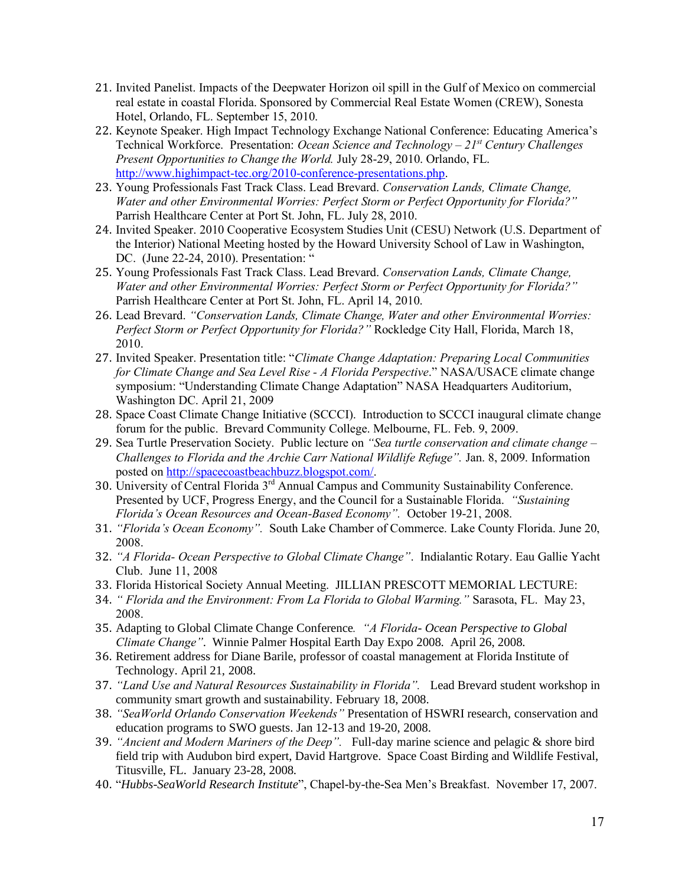21. Invited Panelist. Impacts of the Deepwater Horizon oil spill in the Gulf of Mexico on commercial real estate in coastal Florida. Sponsored by Commercial Real Estate Women (CREW), Sonesta Hotel, Orlando, FL. September 15, 2010.
22. Keynote Speaker. High Impact Technology Exchange National Conference: Educating America's Technical Workforce. Presentation: *Ocean Science and Technology – 21st Century Challenges Present Opportunities to Change the World.* July 28-29, 2010. Orlando, FL. http://www.highimpact-tec.org/2010-conference-presentations.php.
23. Young Professionals Fast Track Class. Lead Brevard. *Conservation Lands, Climate Change, Water and other Environmental Worries: Perfect Storm or Perfect Opportunity for Florida?"* Parrish Healthcare Center at Port St. John, FL. July 28, 2010.
24. Invited Speaker. 2010 Cooperative Ecosystem Studies Unit (CESU) Network (U.S. Department of the Interior) National Meeting hosted by the Howard University School of Law in Washington, DC. (June 22-24, 2010). Presentation: "
25. Young Professionals Fast Track Class. Lead Brevard. *Conservation Lands, Climate Change, Water and other Environmental Worries: Perfect Storm or Perfect Opportunity for Florida?"* Parrish Healthcare Center at Port St. John, FL. April 14, 2010.
26. Lead Brevard. *"Conservation Lands, Climate Change, Water and other Environmental Worries: Perfect Storm or Perfect Opportunity for Florida?"* Rockledge City Hall, Florida, March 18, 2010.
27. Invited Speaker. Presentation title: "*Climate Change Adaptation: Preparing Local Communities for Climate Change and Sea Level Rise - A Florida Perspective*." NASA/USACE climate change symposium: "Understanding Climate Change Adaptation" NASA Headquarters Auditorium, Washington DC. April 21, 2009
28. Space Coast Climate Change Initiative (SCCCI). Introduction to SCCCI inaugural climate change forum for the public. Brevard Community College. Melbourne, FL. Feb. 9, 2009.
29. Sea Turtle Preservation Society. Public lecture on *"Sea turtle conservation and climate change – Challenges to Florida and the Archie Carr National Wildlife Refuge".* Jan. 8, 2009. Information posted on http://spacecoastbeachbuzz.blogspot.com/.
30. University of Central Florida 3rd Annual Campus and Community Sustainability Conference. Presented by UCF, Progress Energy, and the Council for a Sustainable Florida. *"Sustaining Florida's Ocean Resources and Ocean-Based Economy".* October 19-21, 2008.
31. *"Florida's Ocean Economy".* South Lake Chamber of Commerce. Lake County Florida. June 20, 2008.
32. *"A Florida- Ocean Perspective to Global Climate Change"*. Indialantic Rotary. Eau Gallie Yacht Club. June 11, 2008
33. Florida Historical Society Annual Meeting. JILLIAN PRESCOTT MEMORIAL LECTURE:
34. *" Florida and the Environment: From La Florida to Global Warming."* Sarasota, FL. May 23, 2008.
35. Adapting to Global Climate Change Conference*. "A Florida- Ocean Perspective to Global Climate Change"*. Winnie Palmer Hospital Earth Day Expo 2008. April 26, 2008.
36. Retirement address for Diane Barile, professor of coastal management at Florida Institute of Technology. April 21, 2008.
37. *"Land Use and Natural Resources Sustainability in Florida".* Lead Brevard student workshop in community smart growth and sustainability. February 18, 2008.
38. *"SeaWorld Orlando Conservation Weekends"* Presentation of HSWRI research, conservation and education programs to SWO guests. Jan 12-13 and 19-20, 2008.
39. *"Ancient and Modern Mariners of the Deep".* Full-day marine science and pelagic & shore bird field trip with Audubon bird expert, David Hartgrove. Space Coast Birding and Wildlife Festival, Titusville, FL. January 23-28, 2008.
40. "*Hubbs-SeaWorld Research Institute*", Chapel-by-the-Sea Men's Breakfast. November 17, 2007.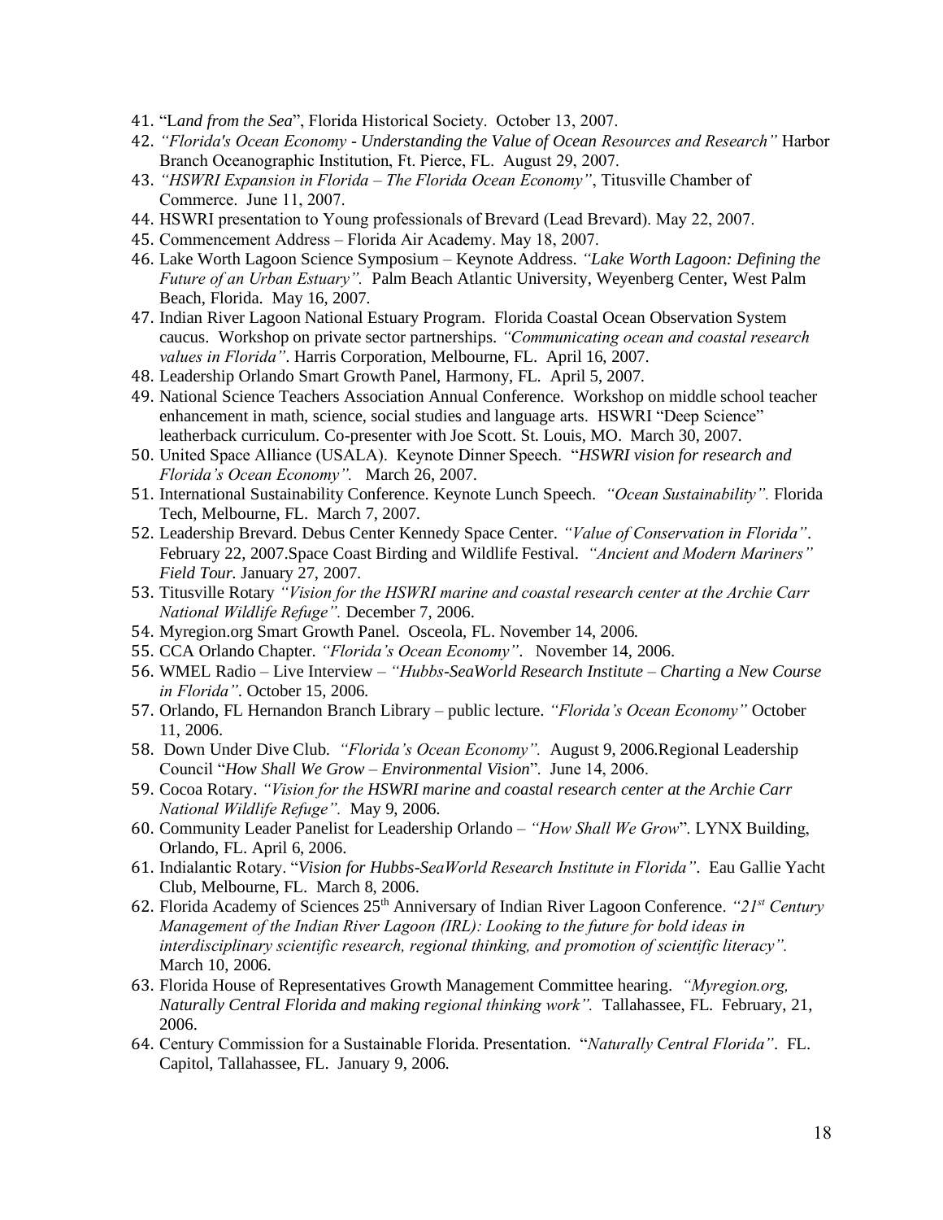41. "L*and from the Sea*", Florida Historical Society. October 13, 2007.
42. *"Florida's Ocean Economy - Understanding the Value of Ocean Resources and Research"* Harbor Branch Oceanographic Institution, Ft. Pierce, FL. August 29, 2007.
43. *"HSWRI Expansion in Florida – The Florida Ocean Economy"*, Titusville Chamber of Commerce. June 11, 2007.
44. HSWRI presentation to Young professionals of Brevard (Lead Brevard). May 22, 2007.
45. Commencement Address – Florida Air Academy. May 18, 2007.
46. Lake Worth Lagoon Science Symposium – Keynote Address. *"Lake Worth Lagoon: Defining the Future of an Urban Estuary".* Palm Beach Atlantic University, Weyenberg Center, West Palm Beach, Florida. May 16, 2007.
47. Indian River Lagoon National Estuary Program. Florida Coastal Ocean Observation System caucus. Workshop on private sector partnerships. *"Communicating ocean and coastal research values in Florida"*. Harris Corporation, Melbourne, FL. April 16, 2007.
48. Leadership Orlando Smart Growth Panel, Harmony, FL. April 5, 2007.
49. National Science Teachers Association Annual Conference. Workshop on middle school teacher enhancement in math, science, social studies and language arts. HSWRI "Deep Science" leatherback curriculum. Co-presenter with Joe Scott. St. Louis, MO. March 30, 2007.
50. United Space Alliance (USALA). Keynote Dinner Speech. "*HSWRI vision for research and Florida's Ocean Economy".* March 26, 2007.
51. International Sustainability Conference. Keynote Lunch Speech. *"Ocean Sustainability".* Florida Tech, Melbourne, FL. March 7, 2007.
52. Leadership Brevard. Debus Center Kennedy Space Center. *"Value of Conservation in Florida"*. February 22, 2007.Space Coast Birding and Wildlife Festival. *"Ancient and Modern Mariners" Field Tour.* January 27, 2007.
53. Titusville Rotary *"Vision for the HSWRI marine and coastal research center at the Archie Carr National Wildlife Refuge".* December 7, 2006.
54. Myregion.org Smart Growth Panel. Osceola, FL. November 14, 2006.
55. CCA Orlando Chapter. *"Florida's Ocean Economy"*. November 14, 2006.
56. WMEL Radio – Live Interview – *"Hubbs-SeaWorld Research Institute – Charting a New Course in Florida"*. October 15, 2006.
57. Orlando, FL Hernandon Branch Library – public lecture. *"Florida's Ocean Economy"* October 11, 2006.
58. Down Under Dive Club. *"Florida's Ocean Economy".* August 9, 2006.Regional Leadership Council "*How Shall We Grow – Environmental Vision*". June 14, 2006.
59. Cocoa Rotary. *"Vision for the HSWRI marine and coastal research center at the Archie Carr National Wildlife Refuge".* May 9, 2006.
60. Community Leader Panelist for Leadership Orlando – *"How Shall We Grow*". LYNX Building, Orlando, FL. April 6, 2006.
61. Indialantic Rotary. "*Vision for Hubbs-SeaWorld Research Institute in Florida"*. Eau Gallie Yacht Club, Melbourne, FL. March 8, 2006.
62. Florida Academy of Sciences 25th Anniversary of Indian River Lagoon Conference. *"21st Century Management of the Indian River Lagoon (IRL): Looking to the future for bold ideas in interdisciplinary scientific research, regional thinking, and promotion of scientific literacy".* March 10, 2006.
63. Florida House of Representatives Growth Management Committee hearing. *"Myregion.org, Naturally Central Florida and making regional thinking work".* Tallahassee, FL. February, 21, 2006.
64. Century Commission for a Sustainable Florida. Presentation. "*Naturally Central Florida"*. FL. Capitol, Tallahassee, FL. January 9, 2006.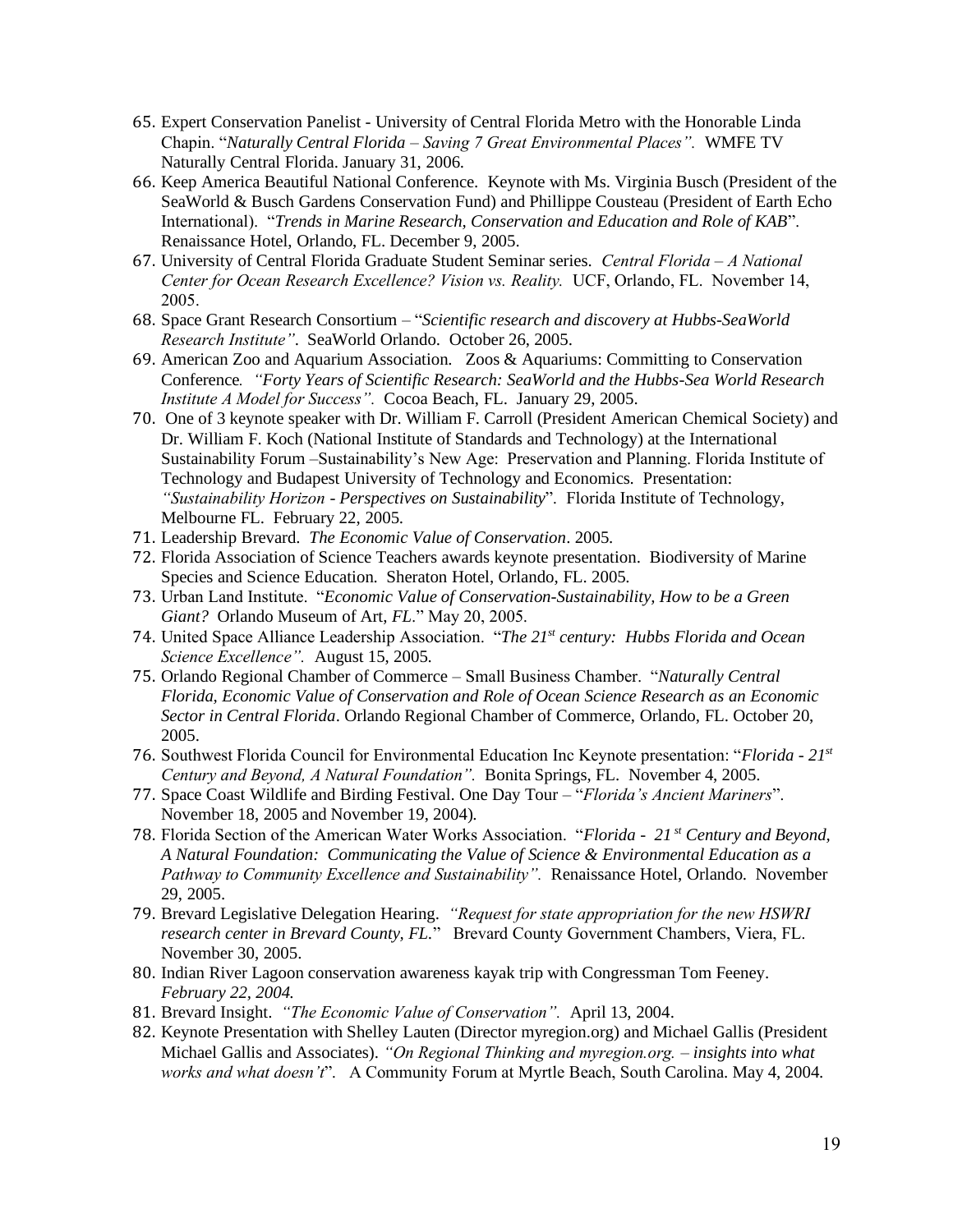65. Expert Conservation Panelist - University of Central Florida Metro with the Honorable Linda Chapin. "*Naturally Central Florida – Saving 7 Great Environmental Places".* WMFE TV Naturally Central Florida. January 31, 2006.
66. Keep America Beautiful National Conference. Keynote with Ms. Virginia Busch (President of the SeaWorld & Busch Gardens Conservation Fund) and Phillippe Cousteau (President of Earth Echo International). "*Trends in Marine Research, Conservation and Education and Role of KAB*". Renaissance Hotel, Orlando, FL. December 9, 2005.
67. University of Central Florida Graduate Student Seminar series. *Central Florida – A National Center for Ocean Research Excellence? Vision vs. Reality.* UCF, Orlando, FL. November 14, 2005.
68. Space Grant Research Consortium – "*Scientific research and discovery at Hubbs-SeaWorld Research Institute"*. SeaWorld Orlando. October 26, 2005.
69. American Zoo and Aquarium Association. Zoos & Aquariums: Committing to Conservation Conference*. "Forty Years of Scientific Research: SeaWorld and the Hubbs-Sea World Research Institute A Model for Success".* Cocoa Beach, FL. January 29, 2005.
70. One of 3 keynote speaker with Dr. William F. Carroll (President American Chemical Society) and Dr. William F. Koch (National Institute of Standards and Technology) at the International Sustainability Forum –Sustainability's New Age: Preservation and Planning. Florida Institute of Technology and Budapest University of Technology and Economics. Presentation: *"Sustainability Horizon - Perspectives on Sustainability*". Florida Institute of Technology, Melbourne FL. February 22, 2005.
71. Leadership Brevard. *The Economic Value of Conservation*. 2005.
72. Florida Association of Science Teachers awards keynote presentation. Biodiversity of Marine Species and Science Education. Sheraton Hotel, Orlando, FL. 2005.
73. Urban Land Institute. "*Economic Value of Conservation-Sustainability, How to be a Green Giant?* Orlando Museum of Art, *FL*." May 20, 2005.
74. United Space Alliance Leadership Association. "*The 21st century: Hubbs Florida and Ocean Science Excellence".* August 15, 2005.
75. Orlando Regional Chamber of Commerce – Small Business Chamber. "*Naturally Central Florida, Economic Value of Conservation and Role of Ocean Science Research as an Economic Sector in Central Florida*. Orlando Regional Chamber of Commerce, Orlando, FL. October 20, 2005.
76. Southwest Florida Council for Environmental Education Inc Keynote presentation: "*Florida - 21st Century and Beyond, A Natural Foundation".* Bonita Springs, FL. November 4, 2005.
77. Space Coast Wildlife and Birding Festival. One Day Tour – "*Florida's Ancient Mariners*". November 18, 2005 and November 19, 2004).
78. Florida Section of the American Water Works Association. "*Florida - 21st Century and Beyond, A Natural Foundation: Communicating the Value of Science & Environmental Education as a Pathway to Community Excellence and Sustainability".* Renaissance Hotel, Orlando. November 29, 2005.
79. Brevard Legislative Delegation Hearing. *"Request for state appropriation for the new HSWRI research center in Brevard County, FL.*" Brevard County Government Chambers, Viera, FL. November 30, 2005.
80. Indian River Lagoon conservation awareness kayak trip with Congressman Tom Feeney. *February 22, 2004.*
81. Brevard Insight. *"The Economic Value of Conservation".* April 13, 2004.
82. Keynote Presentation with Shelley Lauten (Director myregion.org) and Michael Gallis (President Michael Gallis and Associates). *"On Regional Thinking and myregion.org. – insights into what works and what doesn't*". A Community Forum at Myrtle Beach, South Carolina. May 4, 2004.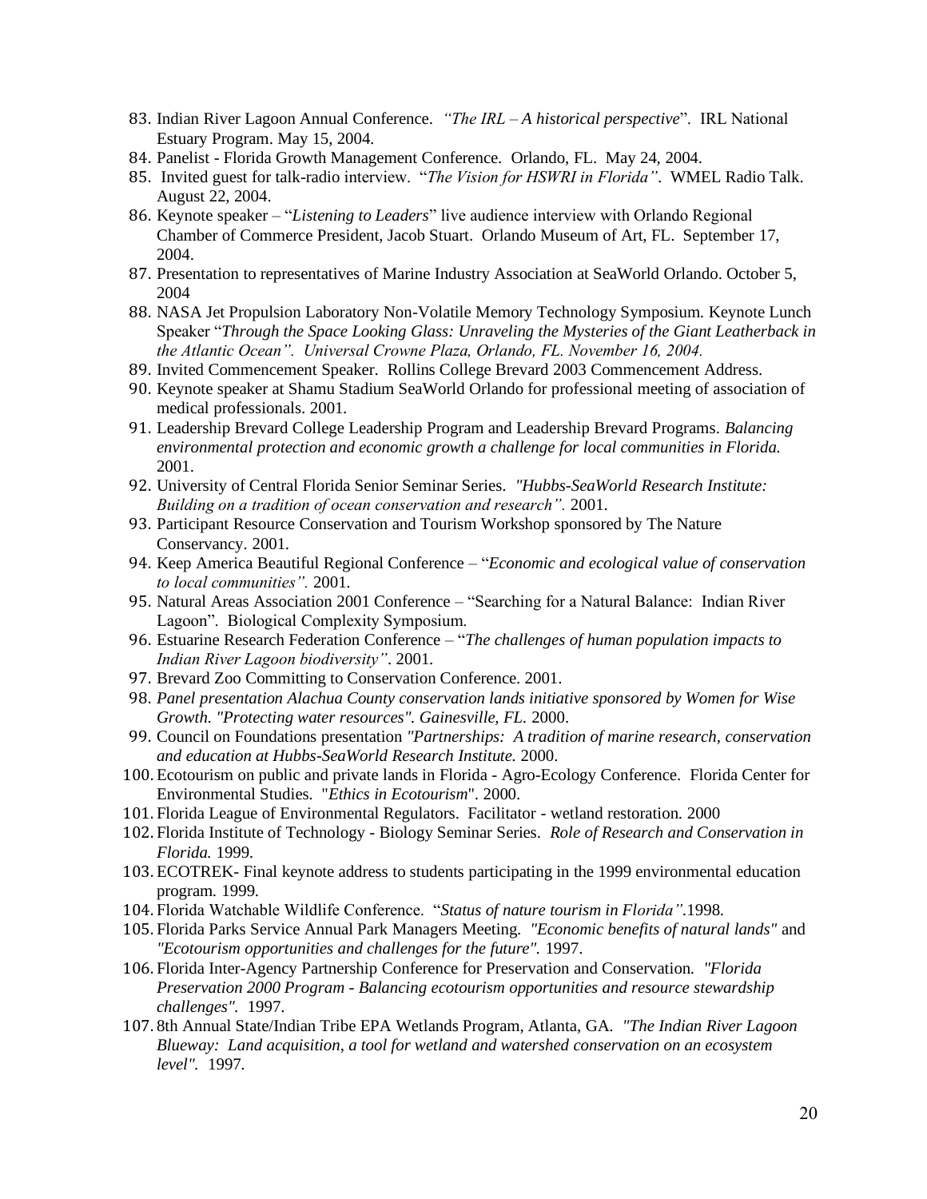83. Indian River Lagoon Annual Conference. *"The IRL – A historical perspective*". IRL National Estuary Program. May 15, 2004.
84. Panelist - Florida Growth Management Conference. Orlando, FL. May 24, 2004.
85. Invited guest for talk-radio interview. "*The Vision for HSWRI in Florida"*. WMEL Radio Talk. August 22, 2004.
86. Keynote speaker – "*Listening to Leaders*" live audience interview with Orlando Regional Chamber of Commerce President, Jacob Stuart. Orlando Museum of Art, FL. September 17, 2004.
87. Presentation to representatives of Marine Industry Association at SeaWorld Orlando. October 5, 2004
88. NASA Jet Propulsion Laboratory Non-Volatile Memory Technology Symposium. Keynote Lunch Speaker "*Through the Space Looking Glass: Unraveling the Mysteries of the Giant Leatherback in the Atlantic Ocean". Universal Crowne Plaza, Orlando, FL. November 16, 2004.*
89. Invited Commencement Speaker. Rollins College Brevard 2003 Commencement Address.
90. Keynote speaker at Shamu Stadium SeaWorld Orlando for professional meeting of association of medical professionals. 2001.
91. Leadership Brevard College Leadership Program and Leadership Brevard Programs. *Balancing environmental protection and economic growth a challenge for local communities in Florida.* 2001.
92. University of Central Florida Senior Seminar Series. *"Hubbs-SeaWorld Research Institute: Building on a tradition of ocean conservation and research".* 2001.
93. Participant Resource Conservation and Tourism Workshop sponsored by The Nature Conservancy. 2001.
94. Keep America Beautiful Regional Conference – "*Economic and ecological value of conservation to local communities".* 2001.
95. Natural Areas Association 2001 Conference – "Searching for a Natural Balance: Indian River Lagoon". Biological Complexity Symposium.
96. Estuarine Research Federation Conference – "*The challenges of human population impacts to Indian River Lagoon biodiversity"*. 2001.
97. Brevard Zoo Committing to Conservation Conference. 2001.
98. *Panel presentation Alachua County conservation lands initiative sponsored by Women for Wise Growth. "Protecting water resources". Gainesville, FL.* 2000.
99. Council on Foundations presentation *"Partnerships: A tradition of marine research, conservation and education at Hubbs-SeaWorld Research Institute.* 2000.
100. Ecotourism on public and private lands in Florida - Agro-Ecology Conference. Florida Center for Environmental Studies. "*Ethics in Ecotourism*". 2000.
101. Florida League of Environmental Regulators. Facilitator - wetland restoration. 2000
102. Florida Institute of Technology - Biology Seminar Series. *Role of Research and Conservation in Florida.* 1999.
103. ECOTREK- Final keynote address to students participating in the 1999 environmental education program. 1999.
104. Florida Watchable Wildlife Conference. "*Status of nature tourism in Florida"*.1998.
105. Florida Parks Service Annual Park Managers Meeting. *"Economic benefits of natural lands"* and *"Ecotourism opportunities and challenges for the future".* 1997.
106. Florida Inter-Agency Partnership Conference for Preservation and Conservation. *"Florida Preservation 2000 Program - Balancing ecotourism opportunities and resource stewardship challenges".* 1997.
107. 8th Annual State/Indian Tribe EPA Wetlands Program, Atlanta, GA. *"The Indian River Lagoon Blueway: Land acquisition, a tool for wetland and watershed conservation on an ecosystem level".* 1997.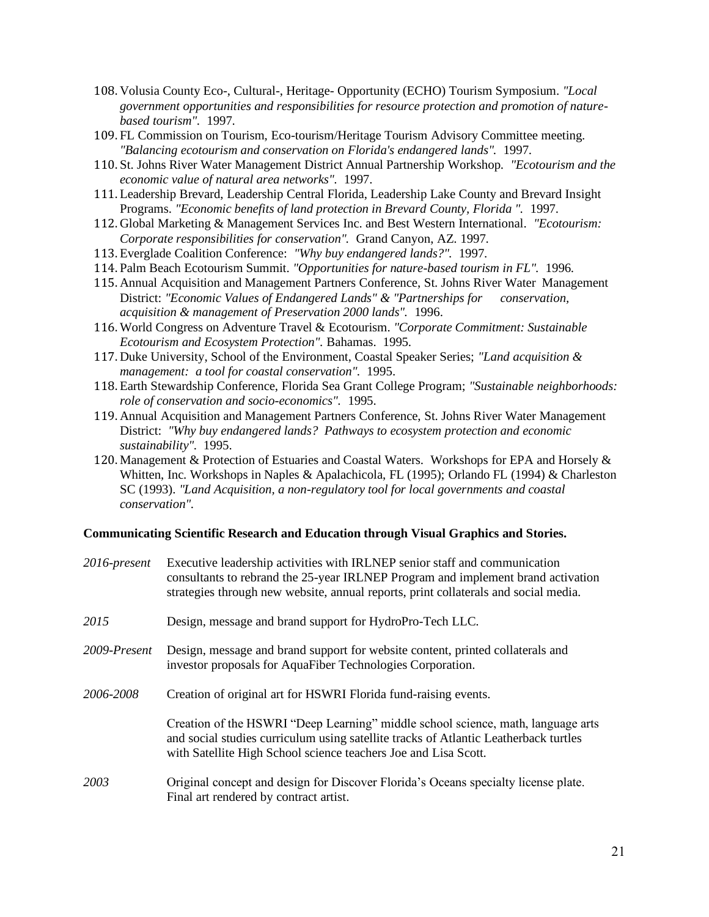108. Volusia County Eco-, Cultural-, Heritage- Opportunity (ECHO) Tourism Symposium. *"Local government opportunities and responsibilities for resource protection and promotion of nature-based tourism".* 1997.
109. FL Commission on Tourism, Eco-tourism/Heritage Tourism Advisory Committee meeting. *"Balancing ecotourism and conservation on Florida's endangered lands".* 1997.
110. St. Johns River Water Management District Annual Partnership Workshop. *"Ecotourism and the economic value of natural area networks".* 1997.
111. Leadership Brevard, Leadership Central Florida, Leadership Lake County and Brevard Insight Programs. *"Economic benefits of land protection in Brevard County, Florida ".* 1997.
112. Global Marketing & Management Services Inc. and Best Western International. *"Ecotourism: Corporate responsibilities for conservation".* Grand Canyon, AZ. 1997.
113. Everglade Coalition Conference: *"Why buy endangered lands?".* 1997.
114. Palm Beach Ecotourism Summit. *"Opportunities for nature-based tourism in FL".* 1996.
115. Annual Acquisition and Management Partners Conference, St. Johns River Water Management District: *"Economic Values of Endangered Lands" & "Partnerships for conservation, acquisition & management of Preservation 2000 lands".* 1996.
116. World Congress on Adventure Travel & Ecotourism. *"Corporate Commitment: Sustainable Ecotourism and Ecosystem Protection".* Bahamas. 1995.
117. Duke University, School of the Environment, Coastal Speaker Series; *"Land acquisition & management: a tool for coastal conservation".* 1995.
118. Earth Stewardship Conference, Florida Sea Grant College Program; *"Sustainable neighborhoods: role of conservation and socio-economics".* 1995.
119. Annual Acquisition and Management Partners Conference, St. Johns River Water Management District: *"Why buy endangered lands? Pathways to ecosystem protection and economic sustainability".* 1995.
120. Management & Protection of Estuaries and Coastal Waters. Workshops for EPA and Horsely & Whitten, Inc. Workshops in Naples & Apalachicola, FL (1995); Orlando FL (1994) & Charleston SC (1993). *"Land Acquisition, a non-regulatory tool for local governments and coastal conservation".*

**Communicating Scientific Research and Education through Visual Graphics and Stories.**

*2016-present* Executive leadership activities with IRLNEP senior staff and communication consultants to rebrand the 25-year IRLNEP Program and implement brand activation strategies through new website, annual reports, print collaterals and social media.

*2015* Design, message and brand support for HydroPro-Tech LLC.

*2009-Present* Design, message and brand support for website content, printed collaterals and investor proposals for AquaFiber Technologies Corporation.

*2006-2008* Creation of original art for HSWRI Florida fund-raising events.

Creation of the HSWRI "Deep Learning" middle school science, math, language arts and social studies curriculum using satellite tracks of Atlantic Leatherback turtles with Satellite High School science teachers Joe and Lisa Scott.

*2003* Original concept and design for Discover Florida's Oceans specialty license plate. Final art rendered by contract artist.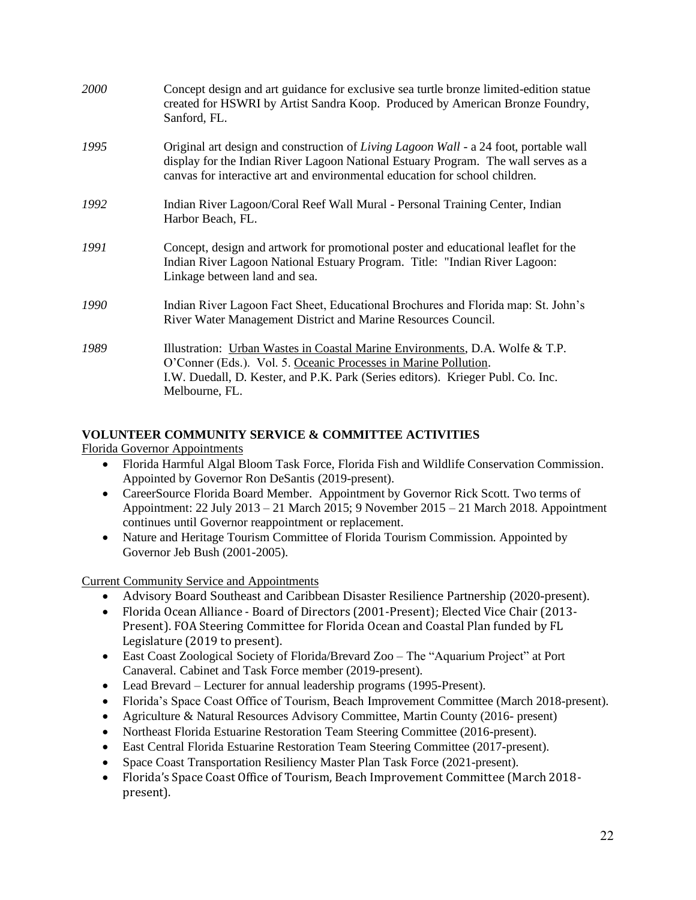*2000* Concept design and art guidance for exclusive sea turtle bronze limited-edition statue created for HSWRI by Artist Sandra Koop. Produced by American Bronze Foundry, Sanford, FL.

*1995* Original art design and construction of *Living Lagoon Wall* - a 24 foot, portable wall display for the Indian River Lagoon National Estuary Program. The wall serves as a canvas for interactive art and environmental education for school children.

*1992* Indian River Lagoon/Coral Reef Wall Mural - Personal Training Center, Indian Harbor Beach, FL.

*1991* Concept, design and artwork for promotional poster and educational leaflet for the Indian River Lagoon National Estuary Program. Title: "Indian River Lagoon: Linkage between land and sea.

*1990* Indian River Lagoon Fact Sheet, Educational Brochures and Florida map: St. John's River Water Management District and Marine Resources Council.

*1989* Illustration: Urban Wastes in Coastal Marine Environments, D.A. Wolfe & T.P. O'Conner (Eds.). Vol. 5. Oceanic Processes in Marine Pollution. I.W. Duedall, D. Kester, and P.K. Park (Series editors). Krieger Publ. Co. Inc. Melbourne, FL.

## VOLUNTEER COMMUNITY SERVICE & COMMITTEE ACTIVITIES

Florida Governor Appointments

- Florida Harmful Algal Bloom Task Force, Florida Fish and Wildlife Conservation Commission. Appointed by Governor Ron DeSantis (2019-present).
- CareerSource Florida Board Member. Appointment by Governor Rick Scott. Two terms of Appointment: 22 July 2013 – 21 March 2015; 9 November 2015 – 21 March 2018. Appointment continues until Governor reappointment or replacement.
- Nature and Heritage Tourism Committee of Florida Tourism Commission. Appointed by Governor Jeb Bush (2001-2005).

Current Community Service and Appointments

- Advisory Board Southeast and Caribbean Disaster Resilience Partnership (2020-present).
- Florida Ocean Alliance - Board of Directors (2001-Present); Elected Vice Chair (2013-Present). FOA Steering Committee for Florida Ocean and Coastal Plan funded by FL Legislature (2019 to present).
- East Coast Zoological Society of Florida/Brevard Zoo – The "Aquarium Project" at Port Canaveral. Cabinet and Task Force member (2019-present).
- Lead Brevard – Lecturer for annual leadership programs (1995-Present).
- Florida's Space Coast Office of Tourism, Beach Improvement Committee (March 2018-present).
- Agriculture & Natural Resources Advisory Committee, Martin County (2016- present)
- Northeast Florida Estuarine Restoration Team Steering Committee (2016-present).
- East Central Florida Estuarine Restoration Team Steering Committee (2017-present).
- Space Coast Transportation Resiliency Master Plan Task Force (2021-present).
- Florida's Space Coast Office of Tourism, Beach Improvement Committee (March 2018-present).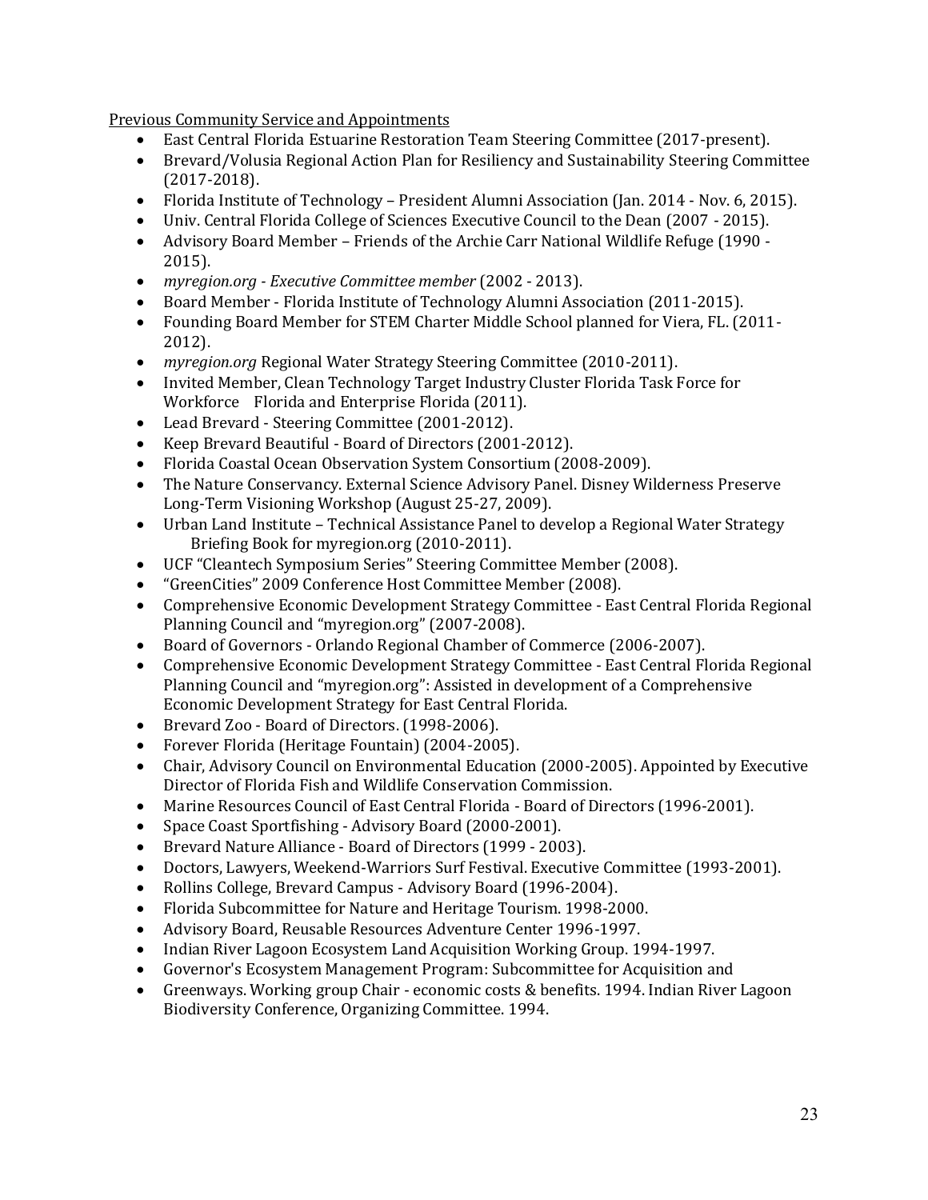<u>Previous Community Service and Appointments</u>

- East Central Florida Estuarine Restoration Team Steering Committee (2017-present).
- Brevard/Volusia Regional Action Plan for Resiliency and Sustainability Steering Committee (2017-2018).
- Florida Institute of Technology – President Alumni Association (Jan. 2014 - Nov. 6, 2015).
- Univ. Central Florida College of Sciences Executive Council to the Dean (2007 - 2015).
- Advisory Board Member – Friends of the Archie Carr National Wildlife Refuge (1990 - 2015).
- *myregion.org - Executive Committee member* (2002 - 2013).
- Board Member - Florida Institute of Technology Alumni Association (2011-2015).
- Founding Board Member for STEM Charter Middle School planned for Viera, FL. (2011-2012).
- *myregion.org* Regional Water Strategy Steering Committee (2010-2011).
- Invited Member, Clean Technology Target Industry Cluster Florida Task Force for Workforce Florida and Enterprise Florida (2011).
- Lead Brevard - Steering Committee (2001-2012).
- Keep Brevard Beautiful - Board of Directors (2001-2012).
- Florida Coastal Ocean Observation System Consortium (2008-2009).
- The Nature Conservancy. External Science Advisory Panel. Disney Wilderness Preserve Long-Term Visioning Workshop (August 25-27, 2009).
- Urban Land Institute – Technical Assistance Panel to develop a Regional Water Strategy Briefing Book for myregion.org (2010-2011).
- UCF "Cleantech Symposium Series" Steering Committee Member (2008).
- "GreenCities" 2009 Conference Host Committee Member (2008).
- Comprehensive Economic Development Strategy Committee - East Central Florida Regional Planning Council and "myregion.org" (2007-2008).
- Board of Governors - Orlando Regional Chamber of Commerce (2006-2007).
- Comprehensive Economic Development Strategy Committee - East Central Florida Regional Planning Council and "myregion.org": Assisted in development of a Comprehensive Economic Development Strategy for East Central Florida.
- Brevard Zoo - Board of Directors. (1998-2006).
- Forever Florida (Heritage Fountain) (2004-2005).
- Chair, Advisory Council on Environmental Education (2000-2005). Appointed by Executive Director of Florida Fish and Wildlife Conservation Commission.
- Marine Resources Council of East Central Florida - Board of Directors (1996-2001).
- Space Coast Sportfishing - Advisory Board (2000-2001).
- Brevard Nature Alliance - Board of Directors (1999 - 2003).
- Doctors, Lawyers, Weekend-Warriors Surf Festival. Executive Committee (1993-2001).
- Rollins College, Brevard Campus - Advisory Board (1996-2004).
- Florida Subcommittee for Nature and Heritage Tourism. 1998-2000.
- Advisory Board, Reusable Resources Adventure Center 1996-1997.
- Indian River Lagoon Ecosystem Land Acquisition Working Group. 1994-1997.
- Governor's Ecosystem Management Program: Subcommittee for Acquisition and
- Greenways. Working group Chair - economic costs & benefits. 1994. Indian River Lagoon Biodiversity Conference, Organizing Committee. 1994.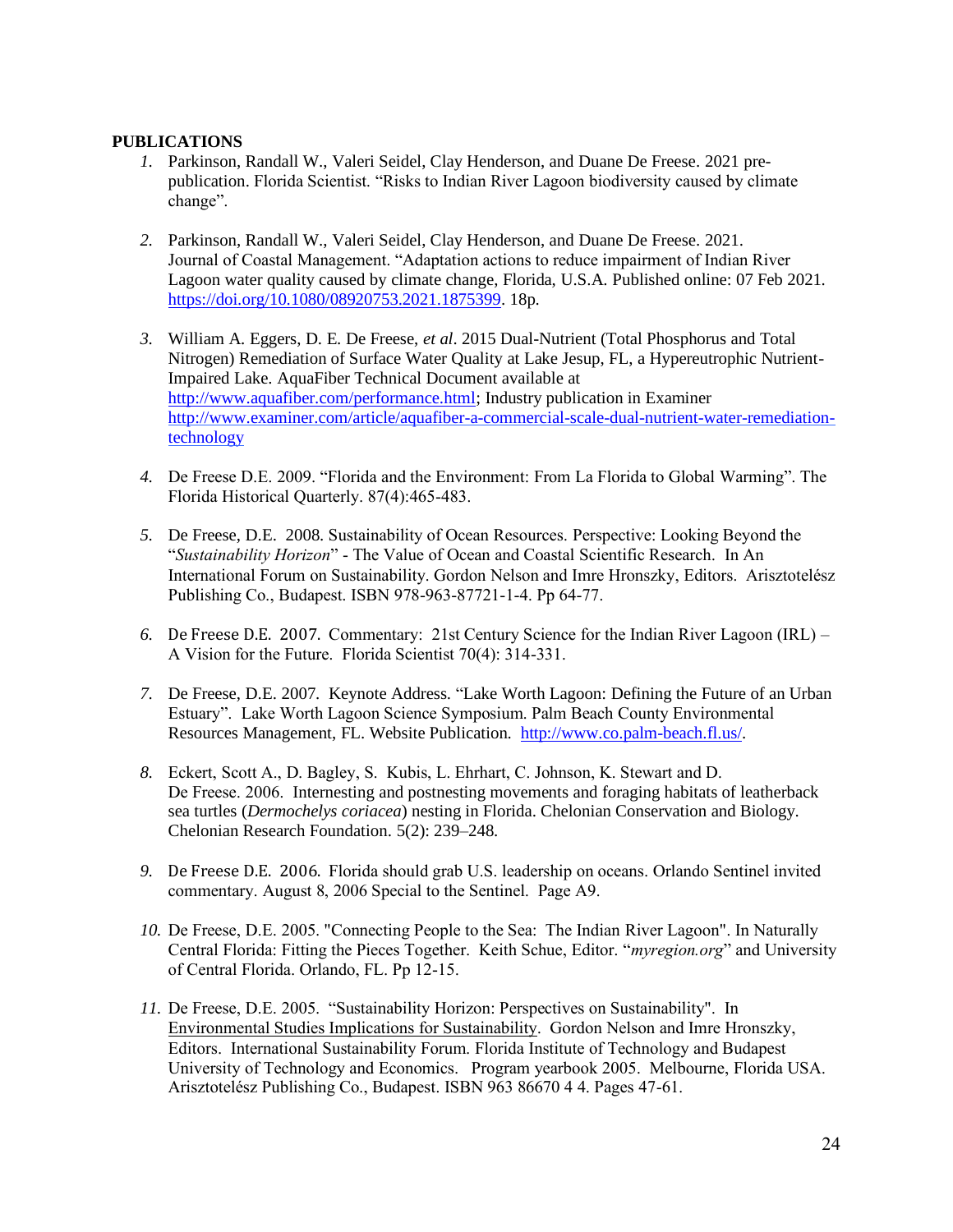**PUBLICATIONS**

1. Parkinson, Randall W., Valeri Seidel, Clay Henderson, and Duane De Freese. 2021 pre-publication. Florida Scientist. "Risks to Indian River Lagoon biodiversity caused by climate change".

2. Parkinson, Randall W., Valeri Seidel, Clay Henderson, and Duane De Freese. 2021. Journal of Coastal Management. "Adaptation actions to reduce impairment of Indian River Lagoon water quality caused by climate change, Florida, U.S.A. Published online: 07 Feb 2021. https://doi.org/10.1080/08920753.2021.1875399. 18p.

3. William A. Eggers, D. E. De Freese, *et al*. 2015 Dual-Nutrient (Total Phosphorus and Total Nitrogen) Remediation of Surface Water Quality at Lake Jesup, FL, a Hypereutrophic Nutrient-Impaired Lake. AquaFiber Technical Document available at http://www.aquafiber.com/performance.html; Industry publication in Examiner http://www.examiner.com/article/aquafiber-a-commercial-scale-dual-nutrient-water-remediation-technology

4. De Freese D.E. 2009. "Florida and the Environment: From La Florida to Global Warming". The Florida Historical Quarterly. 87(4):465-483.

5. De Freese, D.E. 2008. Sustainability of Ocean Resources. Perspective: Looking Beyond the "*Sustainability Horizon*" - The Value of Ocean and Coastal Scientific Research. In An International Forum on Sustainability. Gordon Nelson and Imre Hronszky, Editors. Arisztotelész Publishing Co., Budapest. ISBN 978-963-87721-1-4. Pp 64-77.

6. De Freese D.E. 2007. Commentary: 21st Century Science for the Indian River Lagoon (IRL) – A Vision for the Future. Florida Scientist 70(4): 314-331.

7. De Freese, D.E. 2007. Keynote Address. "Lake Worth Lagoon: Defining the Future of an Urban Estuary". Lake Worth Lagoon Science Symposium. Palm Beach County Environmental Resources Management, FL. Website Publication. http://www.co.palm-beach.fl.us/.

8. Eckert, Scott A., D. Bagley, S. Kubis, L. Ehrhart, C. Johnson, K. Stewart and D. De Freese. 2006. Internesting and postnesting movements and foraging habitats of leatherback sea turtles (*Dermochelys coriacea*) nesting in Florida. Chelonian Conservation and Biology. Chelonian Research Foundation. 5(2): 239–248.

9. De Freese D.E. 2006. Florida should grab U.S. leadership on oceans. Orlando Sentinel invited commentary. August 8, 2006 Special to the Sentinel. Page A9.

10. De Freese, D.E. 2005. "Connecting People to the Sea: The Indian River Lagoon". In Naturally Central Florida: Fitting the Pieces Together. Keith Schue, Editor. "*myregion.org*" and University of Central Florida. Orlando, FL. Pp 12-15.

11. De Freese, D.E. 2005. "Sustainability Horizon: Perspectives on Sustainability". In Environmental Studies Implications for Sustainability. Gordon Nelson and Imre Hronszky, Editors. International Sustainability Forum. Florida Institute of Technology and Budapest University of Technology and Economics. Program yearbook 2005. Melbourne, Florida USA. Arisztotelész Publishing Co., Budapest. ISBN 963 86670 4 4. Pages 47-61.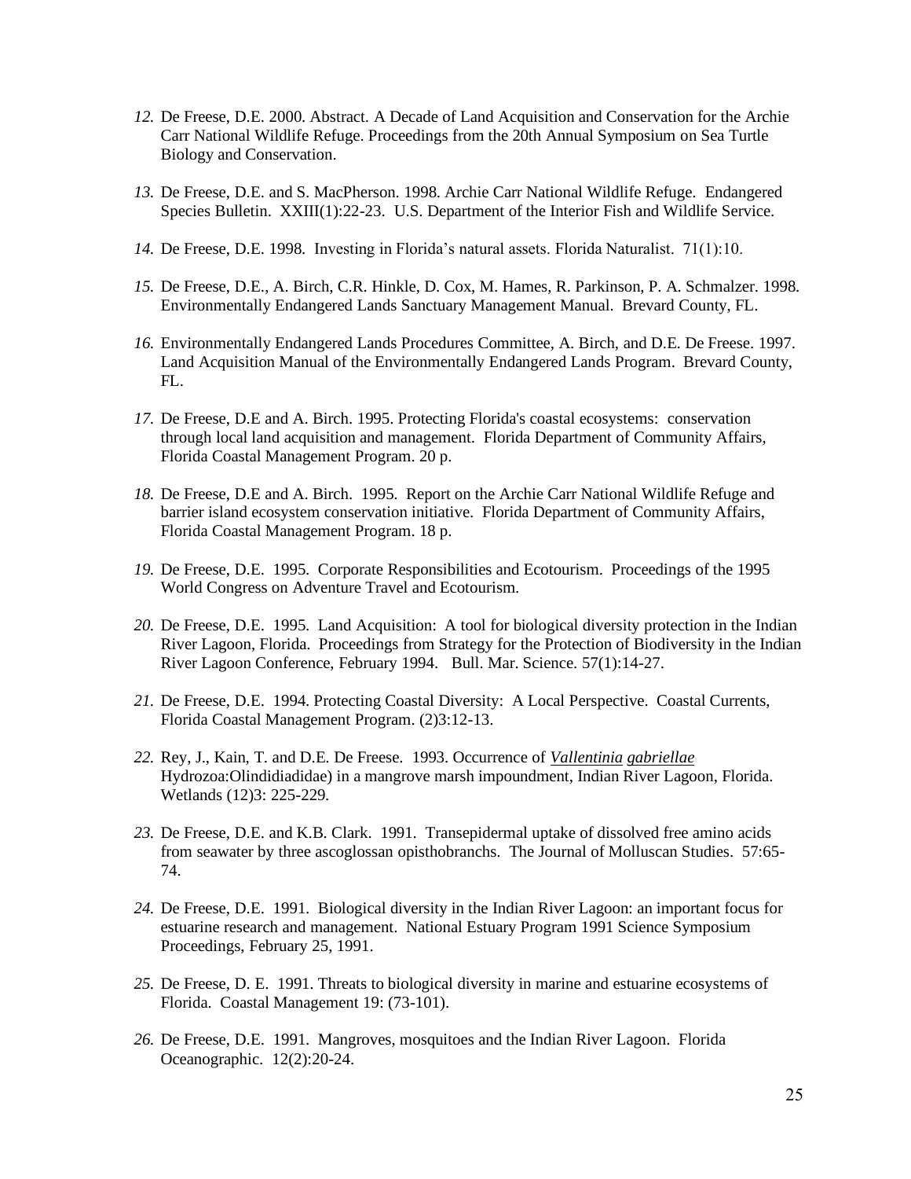12. De Freese, D.E. 2000. Abstract. A Decade of Land Acquisition and Conservation for the Archie Carr National Wildlife Refuge. Proceedings from the 20th Annual Symposium on Sea Turtle Biology and Conservation.

13. De Freese, D.E. and S. MacPherson. 1998. Archie Carr National Wildlife Refuge. Endangered Species Bulletin. XXIII(1):22-23. U.S. Department of the Interior Fish and Wildlife Service.

14. De Freese, D.E. 1998. Investing in Florida's natural assets. Florida Naturalist. 71(1):10.

15. De Freese, D.E., A. Birch, C.R. Hinkle, D. Cox, M. Hames, R. Parkinson, P. A. Schmalzer. 1998. Environmentally Endangered Lands Sanctuary Management Manual. Brevard County, FL.

16. Environmentally Endangered Lands Procedures Committee, A. Birch, and D.E. De Freese. 1997. Land Acquisition Manual of the Environmentally Endangered Lands Program. Brevard County, FL.

17. De Freese, D.E and A. Birch. 1995. Protecting Florida's coastal ecosystems: conservation through local land acquisition and management. Florida Department of Community Affairs, Florida Coastal Management Program. 20 p.

18. De Freese, D.E and A. Birch. 1995. Report on the Archie Carr National Wildlife Refuge and barrier island ecosystem conservation initiative. Florida Department of Community Affairs, Florida Coastal Management Program. 18 p.

19. De Freese, D.E. 1995. Corporate Responsibilities and Ecotourism. Proceedings of the 1995 World Congress on Adventure Travel and Ecotourism.

20. De Freese, D.E. 1995. Land Acquisition: A tool for biological diversity protection in the Indian River Lagoon, Florida. Proceedings from Strategy for the Protection of Biodiversity in the Indian River Lagoon Conference, February 1994. Bull. Mar. Science. 57(1):14-27.

21. De Freese, D.E. 1994. Protecting Coastal Diversity: A Local Perspective. Coastal Currents, Florida Coastal Management Program. (2)3:12-13.

22. Rey, J., Kain, T. and D.E. De Freese. 1993. Occurrence of *Vallentinia gabriellae* Hydrozoa:Olindidiadidae) in a mangrove marsh impoundment, Indian River Lagoon, Florida. Wetlands (12)3: 225-229.

23. De Freese, D.E. and K.B. Clark. 1991. Transepidermal uptake of dissolved free amino acids from seawater by three ascoglossan opisthobranchs. The Journal of Molluscan Studies. 57:65-74.

24. De Freese, D.E. 1991. Biological diversity in the Indian River Lagoon: an important focus for estuarine research and management. National Estuary Program 1991 Science Symposium Proceedings, February 25, 1991.

25. De Freese, D. E. 1991. Threats to biological diversity in marine and estuarine ecosystems of Florida. Coastal Management 19: (73-101).

26. De Freese, D.E. 1991. Mangroves, mosquitoes and the Indian River Lagoon. Florida Oceanographic. 12(2):20-24.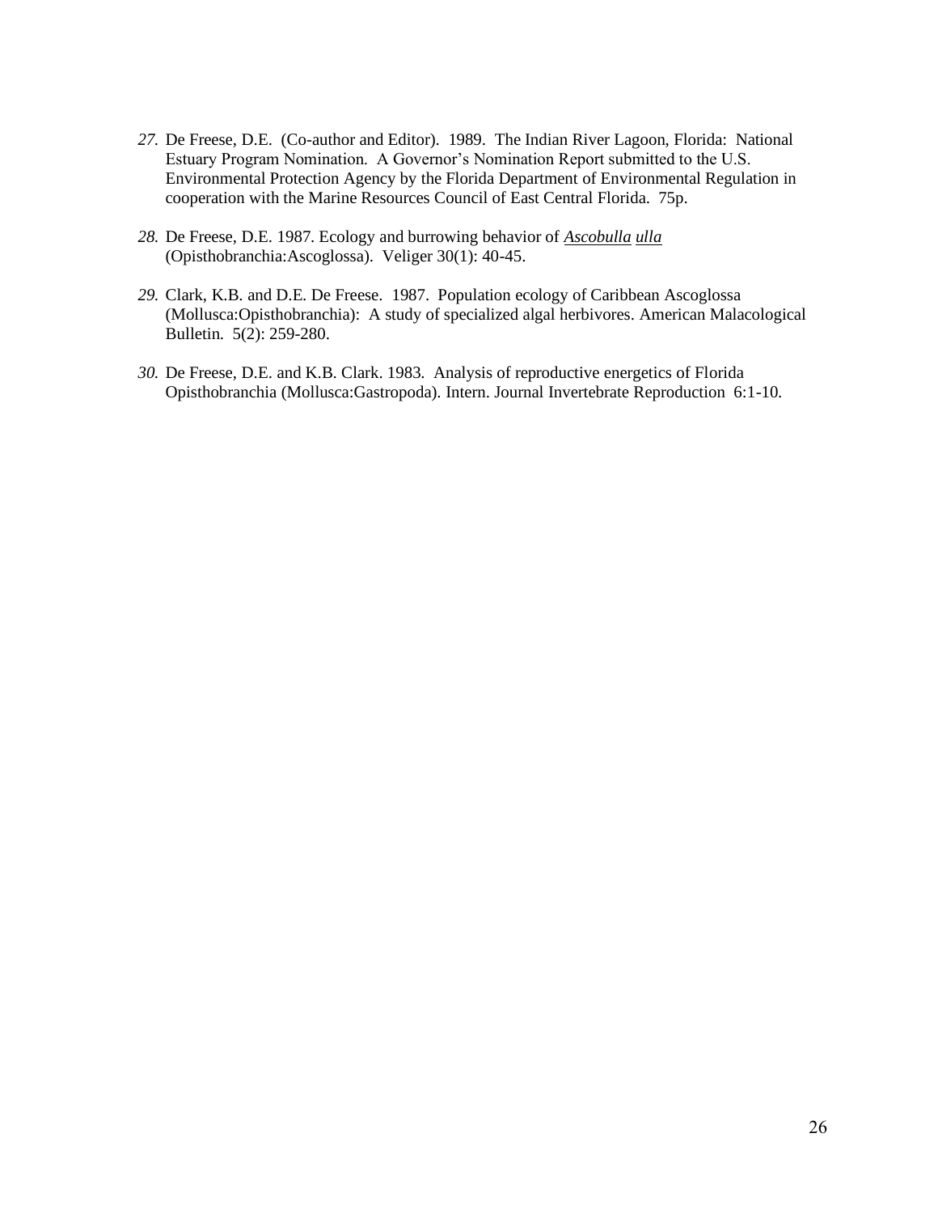*27.* De Freese, D.E. (Co-author and Editor). 1989. The Indian River Lagoon, Florida: National Estuary Program Nomination. A Governor's Nomination Report submitted to the U.S. Environmental Protection Agency by the Florida Department of Environmental Regulation in cooperation with the Marine Resources Council of East Central Florida. 75p.

*28.* De Freese, D.E. 1987. Ecology and burrowing behavior of *Ascobulla ulla* (Opisthobranchia:Ascoglossa). Veliger 30(1): 40-45.

*29.* Clark, K.B. and D.E. De Freese. 1987. Population ecology of Caribbean Ascoglossa (Mollusca:Opisthobranchia): A study of specialized algal herbivores. American Malacological Bulletin. 5(2): 259-280.

*30.* De Freese, D.E. and K.B. Clark. 1983. Analysis of reproductive energetics of Florida Opisthobranchia (Mollusca:Gastropoda). Intern. Journal Invertebrate Reproduction 6:1-10.